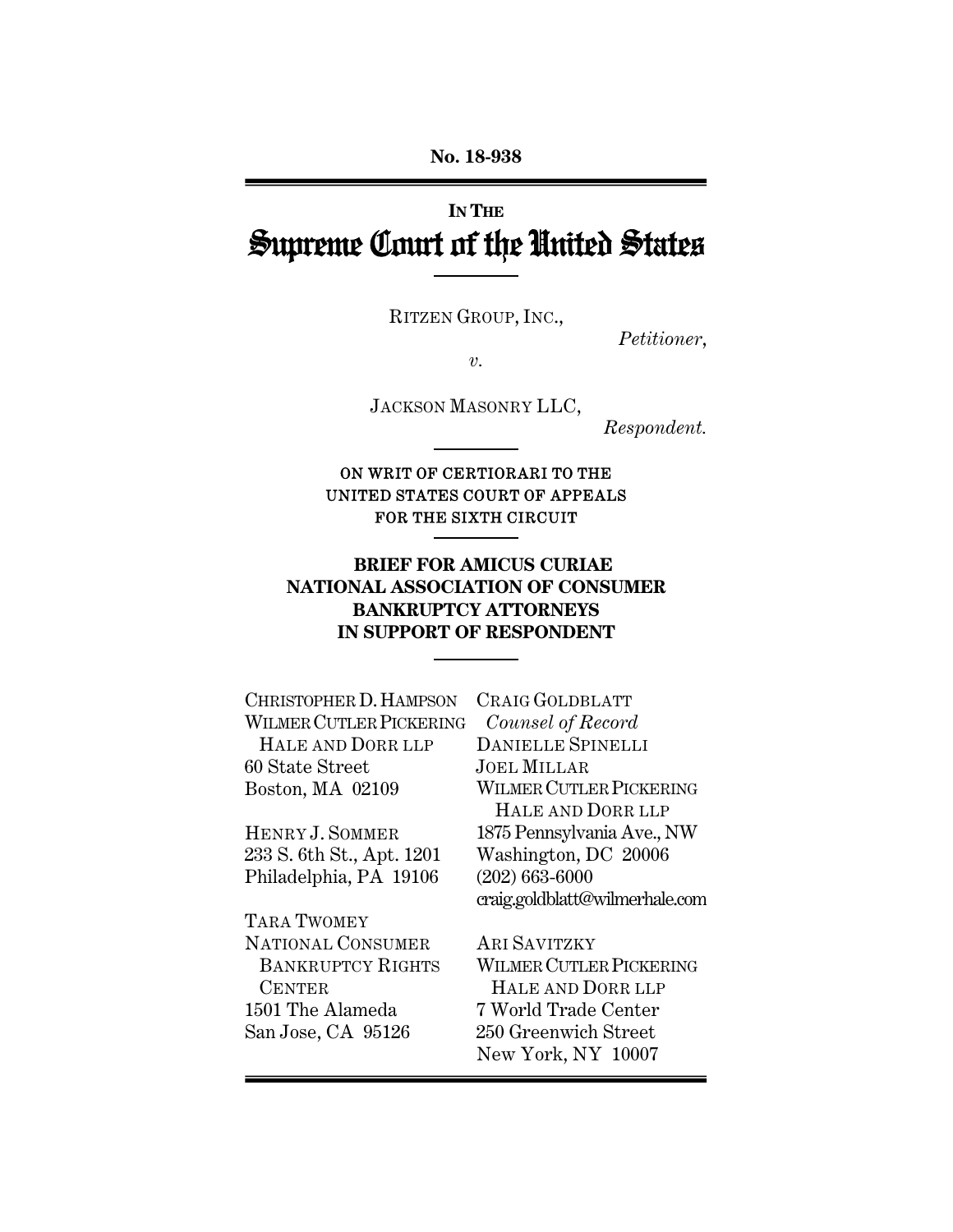**No. 18-938**

---

**IN THE**

# Supreme Court of the United States

---

RITZEN GROUP, INC.,

*Petitioner*,

*v.*

JACKSON MASONRY LLC,

*Respondent.*

---

ON WRIT OF CERTIORARI TO THE UNITED STATES COURT OF APPEALS FOR THE SIXTH CIRCUIT

---

**BRIEF FOR AMICUS CURIAE NATIONAL ASSOCIATION OF CONSUMER BANKRUPTCY ATTORNEYS IN SUPPORT OF RESPONDENT**

---

CRAIG GOLDBLATT
*Counsel of Record*
DANIELLE SPINELLI
JOEL MILLAR
WILMER CUTLER PICKERING HALE AND DORR LLP
1875 Pennsylvania Ave., NW
Washington, DC 20006
(202) 663-6000
craig.goldblatt@wilmerhale.com

ARI SAVITZKY
WILMER CUTLER PICKERING HALE AND DORR LLP
7 World Trade Center
250 Greenwich Street
New York, NY 10007

CHRISTOPHER D. HAMPSON
WILMER CUTLER PICKERING HALE AND DORR LLP
60 State Street
Boston, MA 02109

HENRY J. SOMMER
233 S. 6th St., Apt. 1201
Philadelphia, PA 19106

TARA TWOMEY
NATIONAL CONSUMER BANKRUPTCY RIGHTS CENTER
1501 The Alameda
San Jose, CA 95126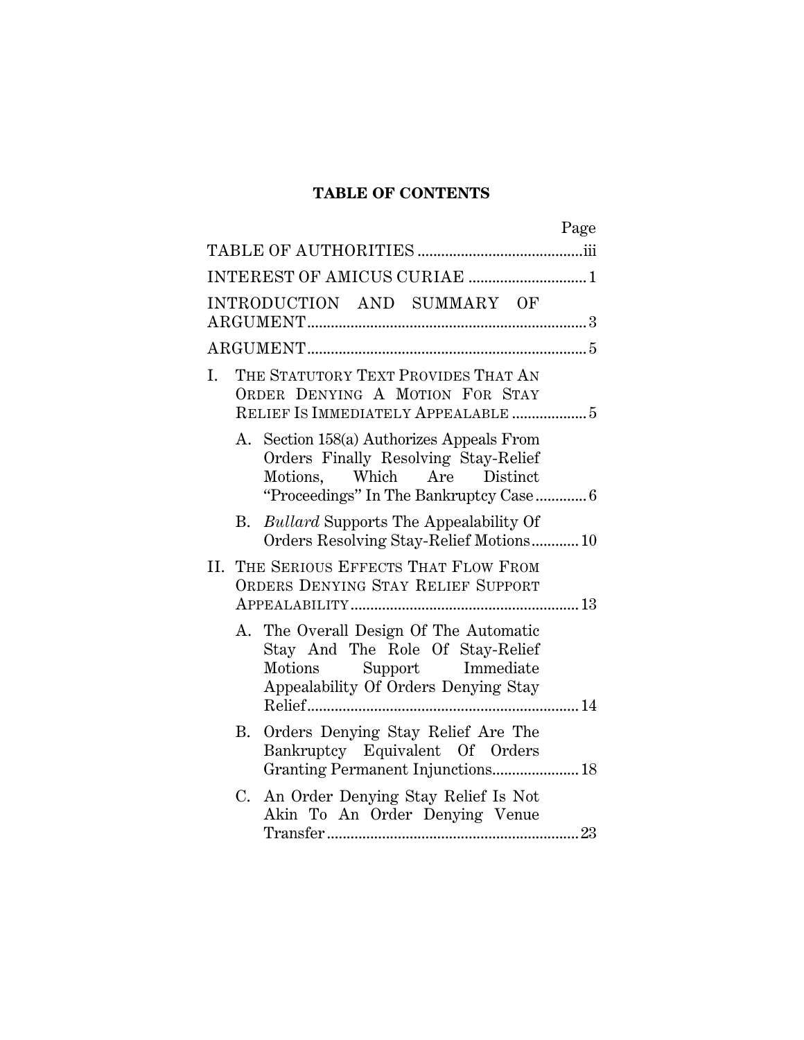**TABLE OF CONTENTS**

| | Page |
|---|---|
| TABLE OF AUTHORITIES | iii |
| INTEREST OF AMICUS CURIAE | 1 |
| INTRODUCTION AND SUMMARY OF ARGUMENT | 3 |
| ARGUMENT | 5 |
| I. THE STATUTORY TEXT PROVIDES THAT AN ORDER DENYING A MOTION FOR STAY RELIEF IS IMMEDIATELY APPEALABLE | 5 |
| A. Section 158(a) Authorizes Appeals From Orders Finally Resolving Stay-Relief Motions, Which Are Distinct "Proceedings" In The Bankruptcy Case | 6 |
| B. *Bullard* Supports The Appealability Of Orders Resolving Stay-Relief Motions | 10 |
| II. THE SERIOUS EFFECTS THAT FLOW FROM ORDERS DENYING STAY RELIEF SUPPORT APPEALABILITY | 13 |
| A. The Overall Design Of The Automatic Stay And The Role Of Stay-Relief Motions Support Immediate Appealability Of Orders Denying Stay Relief | 14 |
| B. Orders Denying Stay Relief Are The Bankruptcy Equivalent Of Orders Granting Permanent Injunctions | 18 |
| C. An Order Denying Stay Relief Is Not Akin To An Order Denying Venue Transfer | 23 |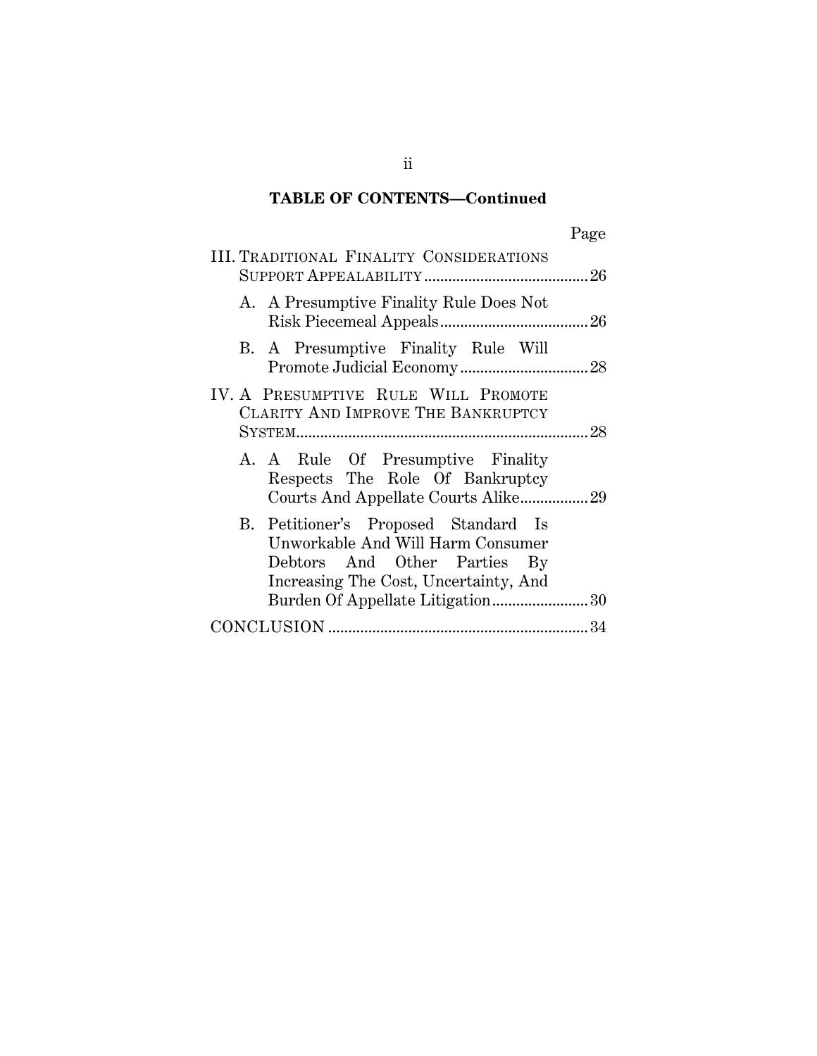**TABLE OF CONTENTS—Continued**

| | Page |
|---|---|
| III. TRADITIONAL FINALITY CONSIDERATIONS SUPPORT APPEALABILITY | 26 |
| A. A Presumptive Finality Rule Does Not Risk Piecemeal Appeals | 26 |
| B. A Presumptive Finality Rule Will Promote Judicial Economy | 28 |
| IV. A PRESUMPTIVE RULE WILL PROMOTE CLARITY AND IMPROVE THE BANKRUPTCY SYSTEM | 28 |
| A. A Rule Of Presumptive Finality Respects The Role Of Bankruptcy Courts And Appellate Courts Alike | 29 |
| B. Petitioner's Proposed Standard Is Unworkable And Will Harm Consumer Debtors And Other Parties By Increasing The Cost, Uncertainty, And Burden Of Appellate Litigation | 30 |
| CONCLUSION | 34 |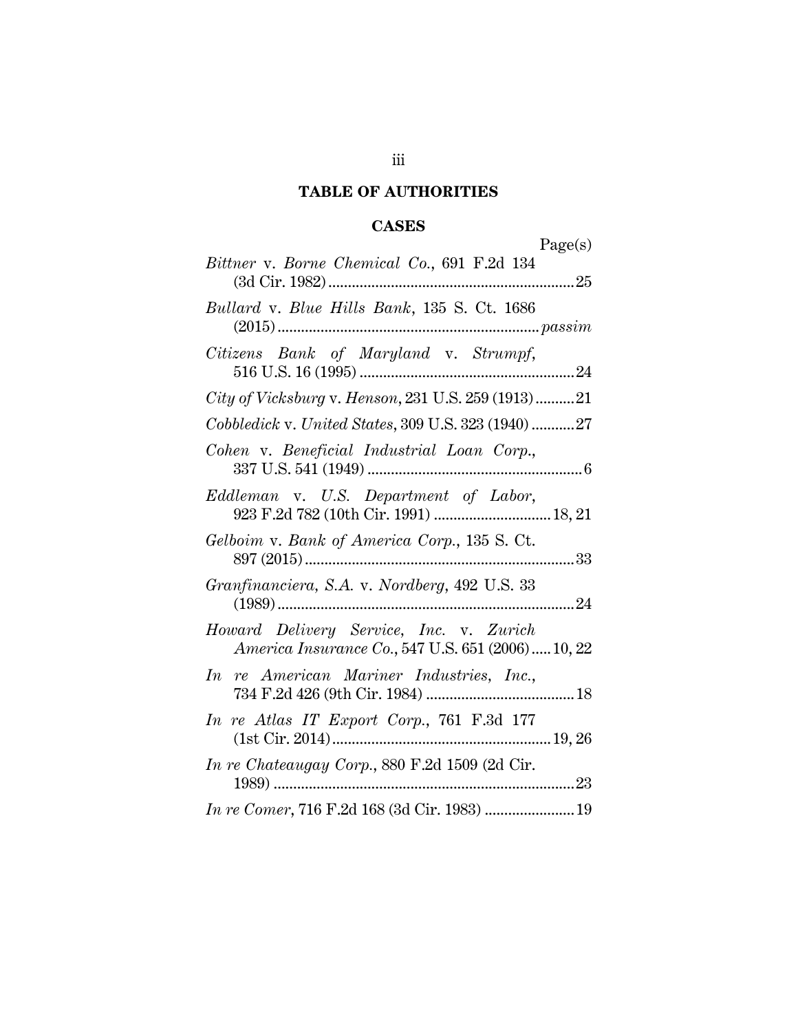## TABLE OF AUTHORITIES

### CASES

Page(s)

*Bittner* v. *Borne Chemical Co.*, 691 F.2d 134 (3d Cir. 1982) .......... 25

*Bullard* v. *Blue Hills Bank*, 135 S. Ct. 1686 (2015) .......... *passim*

*Citizens Bank of Maryland* v. *Strumpf*, 516 U.S. 16 (1995) .......... 24

*City of Vicksburg* v. *Henson*, 231 U.S. 259 (1913) .......... 21

*Cobbledick* v. *United States*, 309 U.S. 323 (1940) .......... 27

*Cohen* v. *Beneficial Industrial Loan Corp.*, 337 U.S. 541 (1949) .......... 6

*Eddleman* v. *U.S. Department of Labor*, 923 F.2d 782 (10th Cir. 1991) .......... 18, 21

*Gelboim* v. *Bank of America Corp.*, 135 S. Ct. 897 (2015) .......... 33

*Granfinanciera, S.A.* v. *Nordberg*, 492 U.S. 33 (1989) .......... 24

*Howard Delivery Service, Inc.* v. *Zurich America Insurance Co.*, 547 U.S. 651 (2006) .......... 10, 22

*In re American Mariner Industries, Inc.*, 734 F.2d 426 (9th Cir. 1984) .......... 18

*In re Atlas IT Export Corp.*, 761 F.3d 177 (1st Cir. 2014) .......... 19, 26

*In re Chateaugay Corp.*, 880 F.2d 1509 (2d Cir. 1989) .......... 23

*In re Comer*, 716 F.2d 168 (3d Cir. 1983) .......... 19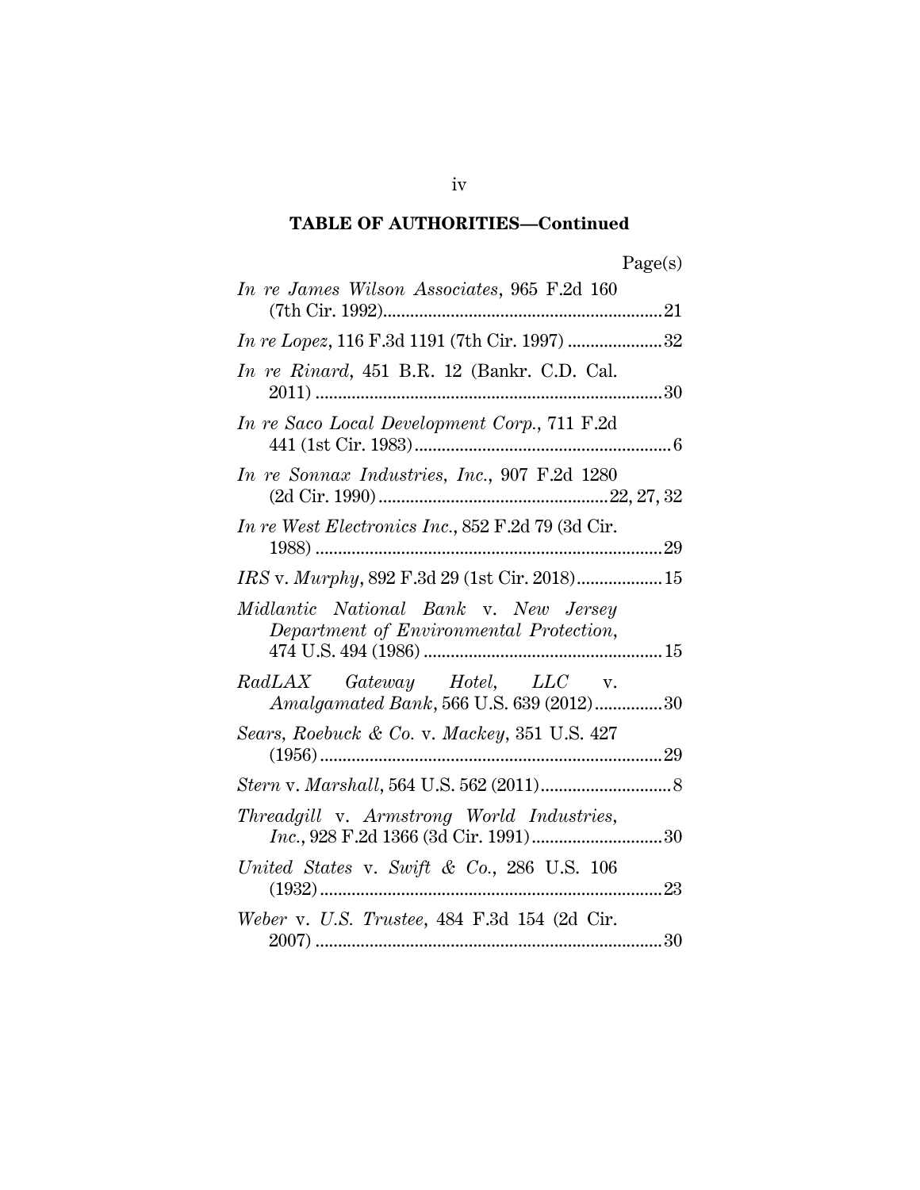## TABLE OF AUTHORITIES—Continued

| | Page(s) |
|---|---|
| *In re James Wilson Associates*, 965 F.2d 160 (7th Cir. 1992) | 21 |
| *In re Lopez*, 116 F.3d 1191 (7th Cir. 1997) | 32 |
| *In re Rinard*, 451 B.R. 12 (Bankr. C.D. Cal. 2011) | 30 |
| *In re Saco Local Development Corp.*, 711 F.2d 441 (1st Cir. 1983) | 6 |
| *In re Sonnax Industries, Inc.*, 907 F.2d 1280 (2d Cir. 1990) | 22, 27, 32 |
| *In re West Electronics Inc.*, 852 F.2d 79 (3d Cir. 1988) | 29 |
| *IRS* v. *Murphy*, 892 F.3d 29 (1st Cir. 2018) | 15 |
| *Midlantic National Bank* v. *New Jersey Department of Environmental Protection*, 474 U.S. 494 (1986) | 15 |
| *RadLAX Gateway Hotel, LLC* v. *Amalgamated Bank*, 566 U.S. 639 (2012) | 30 |
| *Sears, Roebuck & Co.* v. *Mackey*, 351 U.S. 427 (1956) | 29 |
| *Stern* v. *Marshall*, 564 U.S. 562 (2011) | 8 |
| *Threadgill* v. *Armstrong World Industries, Inc.*, 928 F.2d 1366 (3d Cir. 1991) | 30 |
| *United States* v. *Swift & Co.*, 286 U.S. 106 (1932) | 23 |
| *Weber* v. *U.S. Trustee*, 484 F.3d 154 (2d Cir. 2007) | 30 |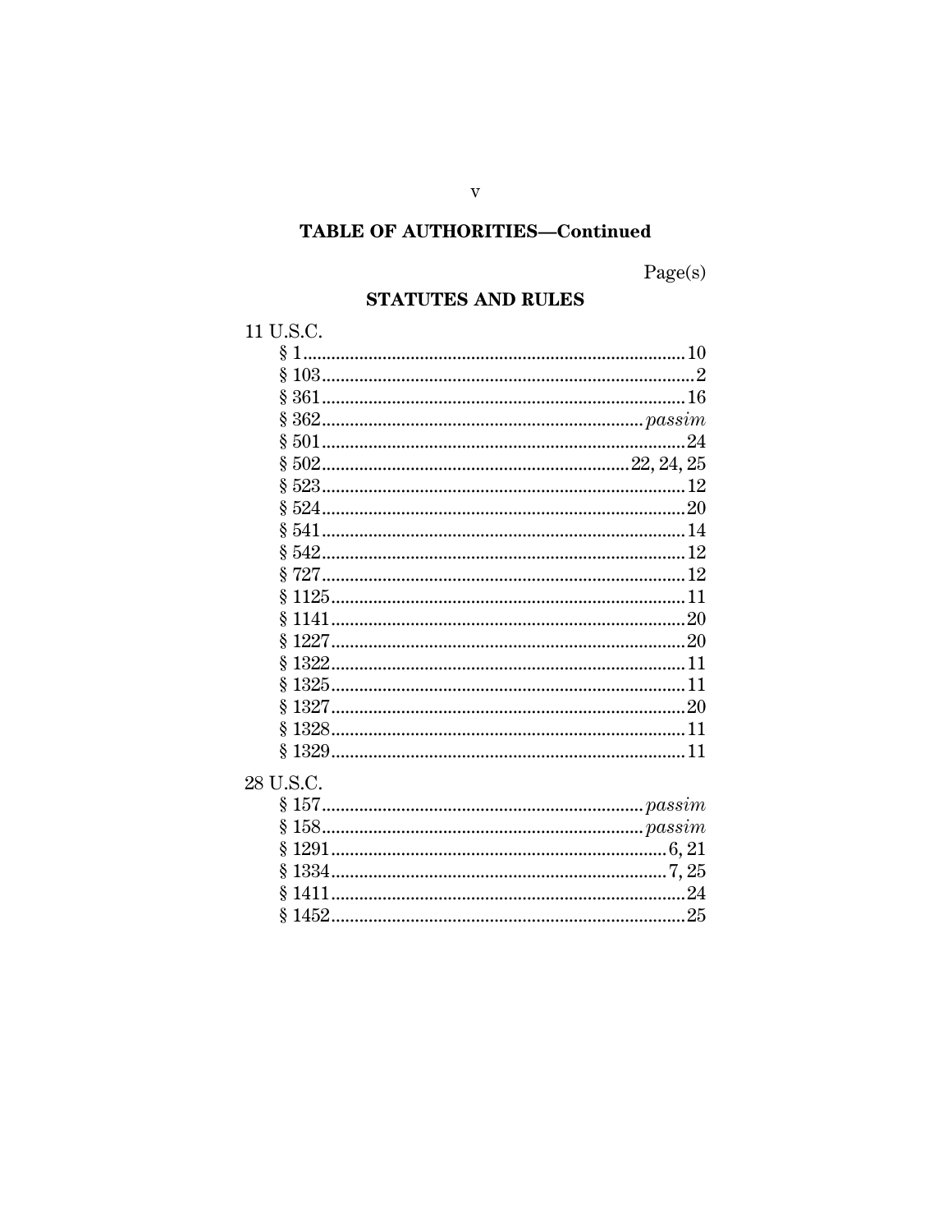## TABLE OF AUTHORITIES—Continued

Page(s)

### STATUTES AND RULES

11 U.S.C.

- § 1 .......... 10
- § 103 .......... 2
- § 361 .......... 16
- § 362 .......... *passim*
- § 501 .......... 24
- § 502 .......... 22, 24, 25
- § 523 .......... 12
- § 524 .......... 20
- § 541 .......... 14
- § 542 .......... 12
- § 727 .......... 12
- § 1125 .......... 11
- § 1141 .......... 20
- § 1227 .......... 20
- § 1322 .......... 11
- § 1325 .......... 11
- § 1327 .......... 20
- § 1328 .......... 11
- § 1329 .......... 11

28 U.S.C.

- § 157 .......... *passim*
- § 158 .......... *passim*
- § 1291 .......... 6, 21
- § 1334 .......... 7, 25
- § 1411 .......... 24
- § 1452 .......... 25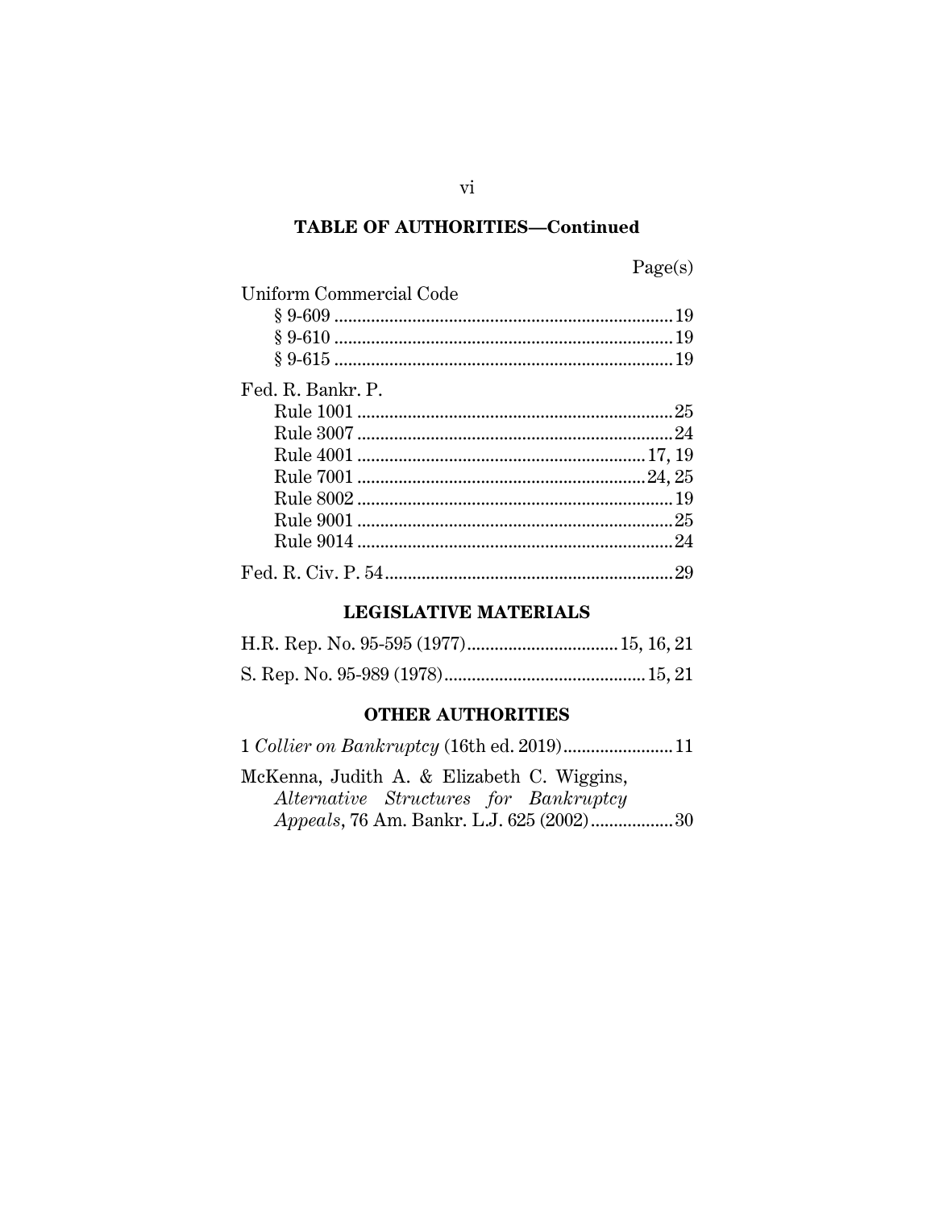**TABLE OF AUTHORITIES—Continued**

Page(s)

Uniform Commercial Code
- § 9-609 .......................................................................... 19
- § 9-610 .......................................................................... 19
- § 9-615 .......................................................................... 19

Fed. R. Bankr. P.
- Rule 1001 ..................................................................... 25
- Rule 3007 ..................................................................... 24
- Rule 4001 ............................................................... 17, 19
- Rule 7001 ............................................................... 24, 25
- Rule 8002 ..................................................................... 19
- Rule 9001 ..................................................................... 25
- Rule 9014 ..................................................................... 24

Fed. R. Civ. P. 54 .............................................................. 29

## LEGISLATIVE MATERIALS

H.R. Rep. No. 95-595 (1977) ................................ 15, 16, 21

S. Rep. No. 95-989 (1978) ........................................... 15, 21

## OTHER AUTHORITIES

1 *Collier on Bankruptcy* (16th ed. 2019) ........................ 11

McKenna, Judith A. & Elizabeth C. Wiggins, *Alternative Structures for Bankruptcy Appeals*, 76 Am. Bankr. L.J. 625 (2002) .................. 30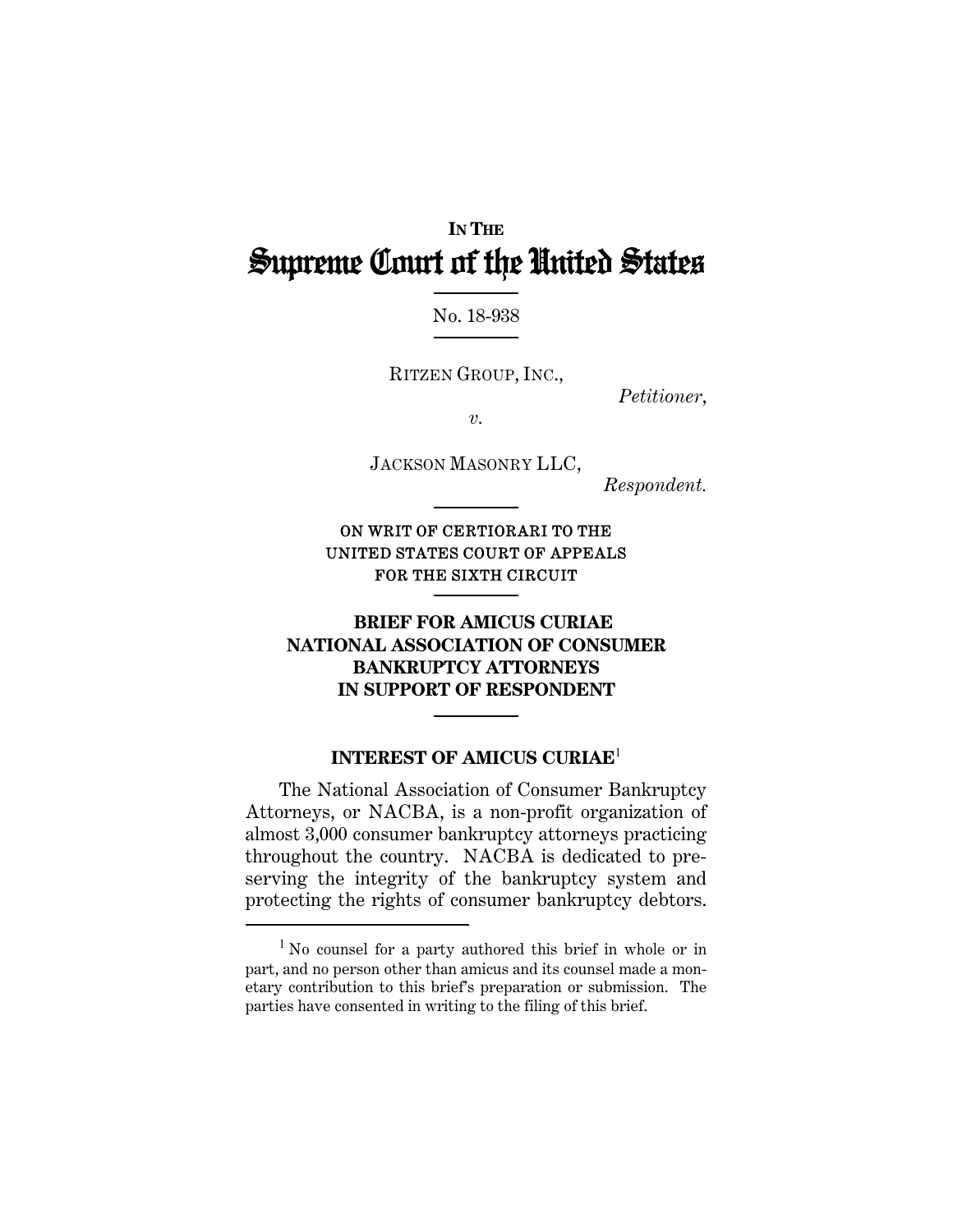**IN THE**

# Supreme Court of the United States

No. 18-938

RITZEN GROUP, INC.,

*Petitioner*,

*v.*

JACKSON MASONRY LLC,

*Respondent.*

ON WRIT OF CERTIORARI TO THE UNITED STATES COURT OF APPEALS FOR THE SIXTH CIRCUIT

**BRIEF FOR AMICUS CURIAE NATIONAL ASSOCIATION OF CONSUMER BANKRUPTCY ATTORNEYS IN SUPPORT OF RESPONDENT**

## INTEREST OF AMICUS CURIAE[1]

The National Association of Consumer Bankruptcy Attorneys, or NACBA, is a non-profit organization of almost 3,000 consumer bankruptcy attorneys practicing throughout the country. NACBA is dedicated to preserving the integrity of the bankruptcy system and protecting the rights of consumer bankruptcy debtors.

[1] No counsel for a party authored this brief in whole or in part, and no person other than amicus and its counsel made a monetary contribution to this brief's preparation or submission. The parties have consented in writing to the filing of this brief.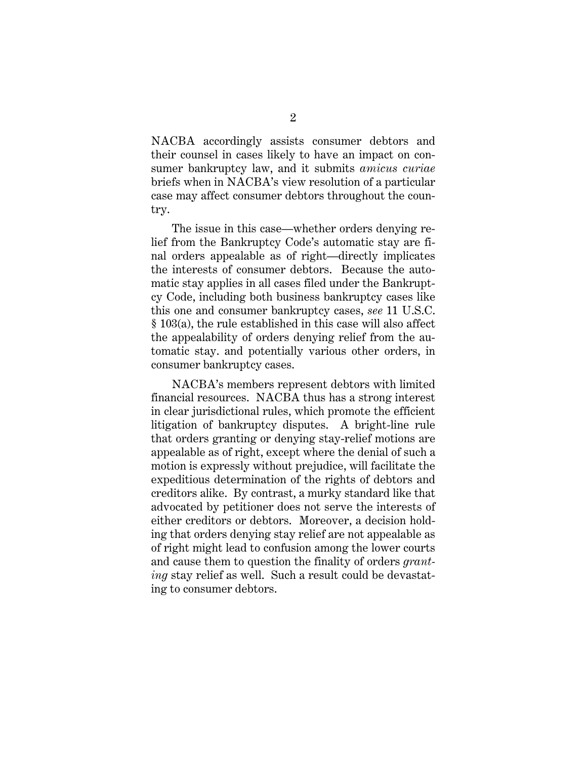NACBA accordingly assists consumer debtors and their counsel in cases likely to have an impact on consumer bankruptcy law, and it submits *amicus curiae* briefs when in NACBA's view resolution of a particular case may affect consumer debtors throughout the country.

The issue in this case—whether orders denying relief from the Bankruptcy Code's automatic stay are final orders appealable as of right—directly implicates the interests of consumer debtors. Because the automatic stay applies in all cases filed under the Bankruptcy Code, including both business bankruptcy cases like this one and consumer bankruptcy cases, *see* 11 U.S.C. § 103(a), the rule established in this case will also affect the appealability of orders denying relief from the automatic stay. and potentially various other orders, in consumer bankruptcy cases.

NACBA's members represent debtors with limited financial resources. NACBA thus has a strong interest in clear jurisdictional rules, which promote the efficient litigation of bankruptcy disputes. A bright-line rule that orders granting or denying stay-relief motions are appealable as of right, except where the denial of such a motion is expressly without prejudice, will facilitate the expeditious determination of the rights of debtors and creditors alike. By contrast, a murky standard like that advocated by petitioner does not serve the interests of either creditors or debtors. Moreover, a decision holding that orders denying stay relief are not appealable as of right might lead to confusion among the lower courts and cause them to question the finality of orders *granting* stay relief as well. Such a result could be devastating to consumer debtors.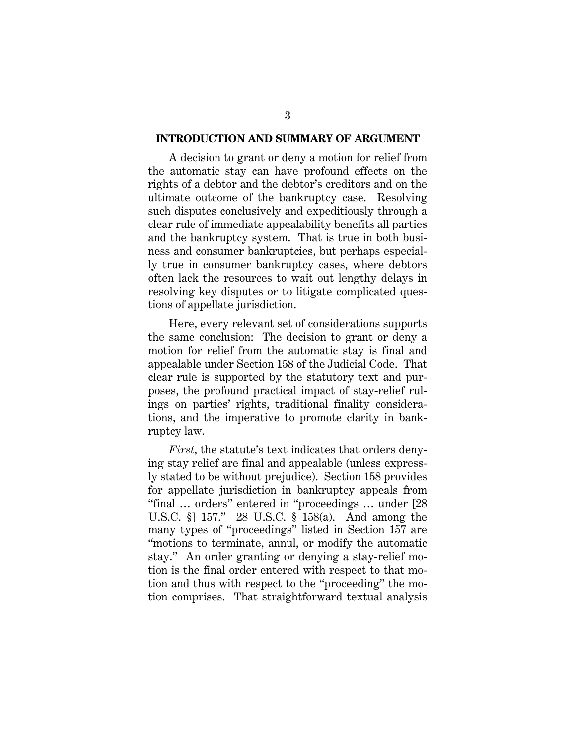## INTRODUCTION AND SUMMARY OF ARGUMENT

A decision to grant or deny a motion for relief from the automatic stay can have profound effects on the rights of a debtor and the debtor's creditors and on the ultimate outcome of the bankruptcy case. Resolving such disputes conclusively and expeditiously through a clear rule of immediate appealability benefits all parties and the bankruptcy system. That is true in both business and consumer bankruptcies, but perhaps especially true in consumer bankruptcy cases, where debtors often lack the resources to wait out lengthy delays in resolving key disputes or to litigate complicated questions of appellate jurisdiction.

Here, every relevant set of considerations supports the same conclusion: The decision to grant or deny a motion for relief from the automatic stay is final and appealable under Section 158 of the Judicial Code. That clear rule is supported by the statutory text and purposes, the profound practical impact of stay-relief rulings on parties' rights, traditional finality considerations, and the imperative to promote clarity in bankruptcy law.

*First*, the statute's text indicates that orders denying stay relief are final and appealable (unless expressly stated to be without prejudice). Section 158 provides for appellate jurisdiction in bankruptcy appeals from "final … orders" entered in "proceedings … under [28 U.S.C. §] 157." 28 U.S.C. § 158(a). And among the many types of "proceedings" listed in Section 157 are "motions to terminate, annul, or modify the automatic stay." An order granting or denying a stay-relief motion is the final order entered with respect to that motion and thus with respect to the "proceeding" the motion comprises. That straightforward textual analysis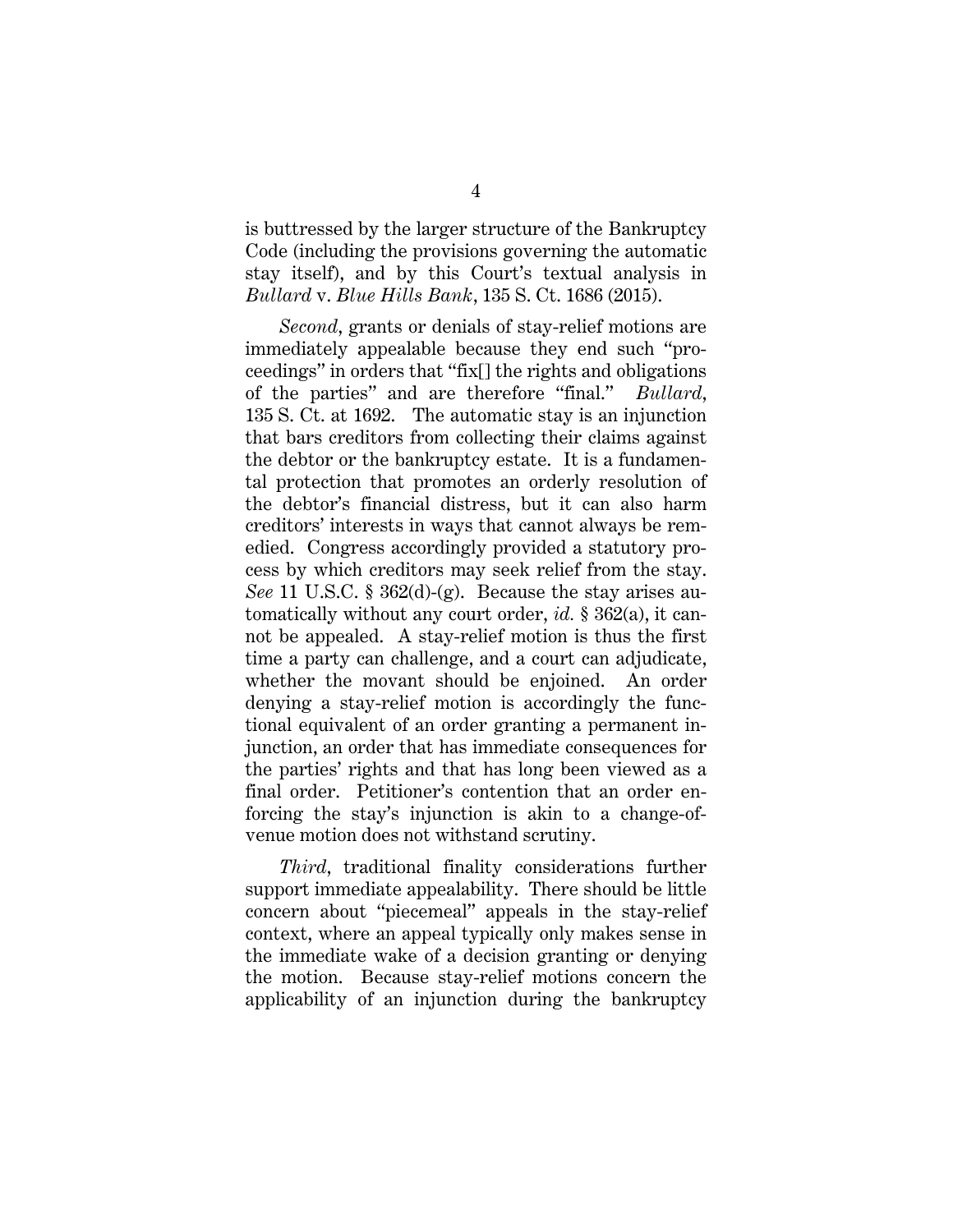is buttressed by the larger structure of the Bankruptcy Code (including the provisions governing the automatic stay itself), and by this Court's textual analysis in *Bullard* v. *Blue Hills Bank*, 135 S. Ct. 1686 (2015).

*Second*, grants or denials of stay-relief motions are immediately appealable because they end such "proceedings" in orders that "fix[] the rights and obligations of the parties" and are therefore "final." *Bullard*, 135 S. Ct. at 1692. The automatic stay is an injunction that bars creditors from collecting their claims against the debtor or the bankruptcy estate. It is a fundamental protection that promotes an orderly resolution of the debtor's financial distress, but it can also harm creditors' interests in ways that cannot always be remedied. Congress accordingly provided a statutory process by which creditors may seek relief from the stay. *See* 11 U.S.C. § 362(d)-(g). Because the stay arises automatically without any court order, *id.* § 362(a), it cannot be appealed. A stay-relief motion is thus the first time a party can challenge, and a court can adjudicate, whether the movant should be enjoined. An order denying a stay-relief motion is accordingly the functional equivalent of an order granting a permanent injunction, an order that has immediate consequences for the parties' rights and that has long been viewed as a final order. Petitioner's contention that an order enforcing the stay's injunction is akin to a change-of-venue motion does not withstand scrutiny.

*Third*, traditional finality considerations further support immediate appealability. There should be little concern about "piecemeal" appeals in the stay-relief context, where an appeal typically only makes sense in the immediate wake of a decision granting or denying the motion. Because stay-relief motions concern the applicability of an injunction during the bankruptcy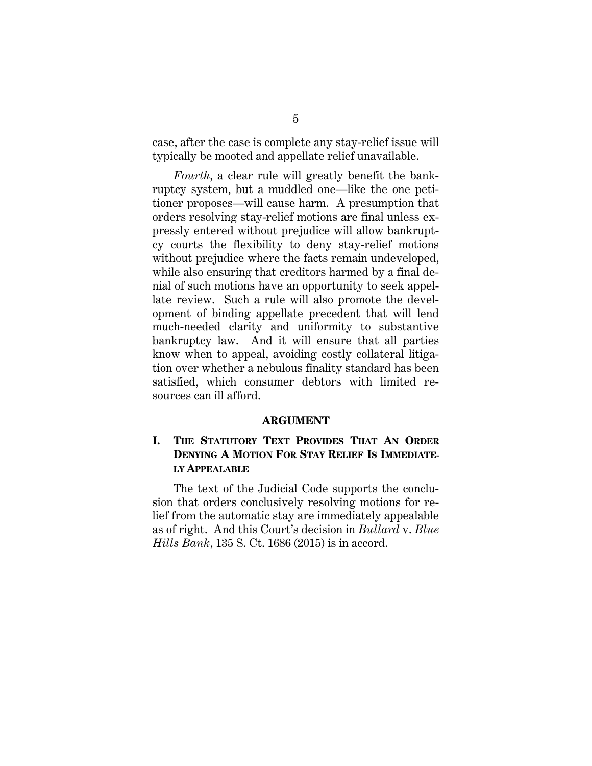case, after the case is complete any stay-relief issue will typically be mooted and appellate relief unavailable.

*Fourth*, a clear rule will greatly benefit the bankruptcy system, but a muddled one—like the one petitioner proposes—will cause harm. A presumption that orders resolving stay-relief motions are final unless expressly entered without prejudice will allow bankruptcy courts the flexibility to deny stay-relief motions without prejudice where the facts remain undeveloped, while also ensuring that creditors harmed by a final denial of such motions have an opportunity to seek appellate review. Such a rule will also promote the development of binding appellate precedent that will lend much-needed clarity and uniformity to substantive bankruptcy law. And it will ensure that all parties know when to appeal, avoiding costly collateral litigation over whether a nebulous finality standard has been satisfied, which consumer debtors with limited resources can ill afford.

## ARGUMENT

### I. THE STATUTORY TEXT PROVIDES THAT AN ORDER DENYING A MOTION FOR STAY RELIEF IS IMMEDIATELY APPEALABLE

The text of the Judicial Code supports the conclusion that orders conclusively resolving motions for relief from the automatic stay are immediately appealable as of right. And this Court's decision in *Bullard* v. *Blue Hills Bank*, 135 S. Ct. 1686 (2015) is in accord.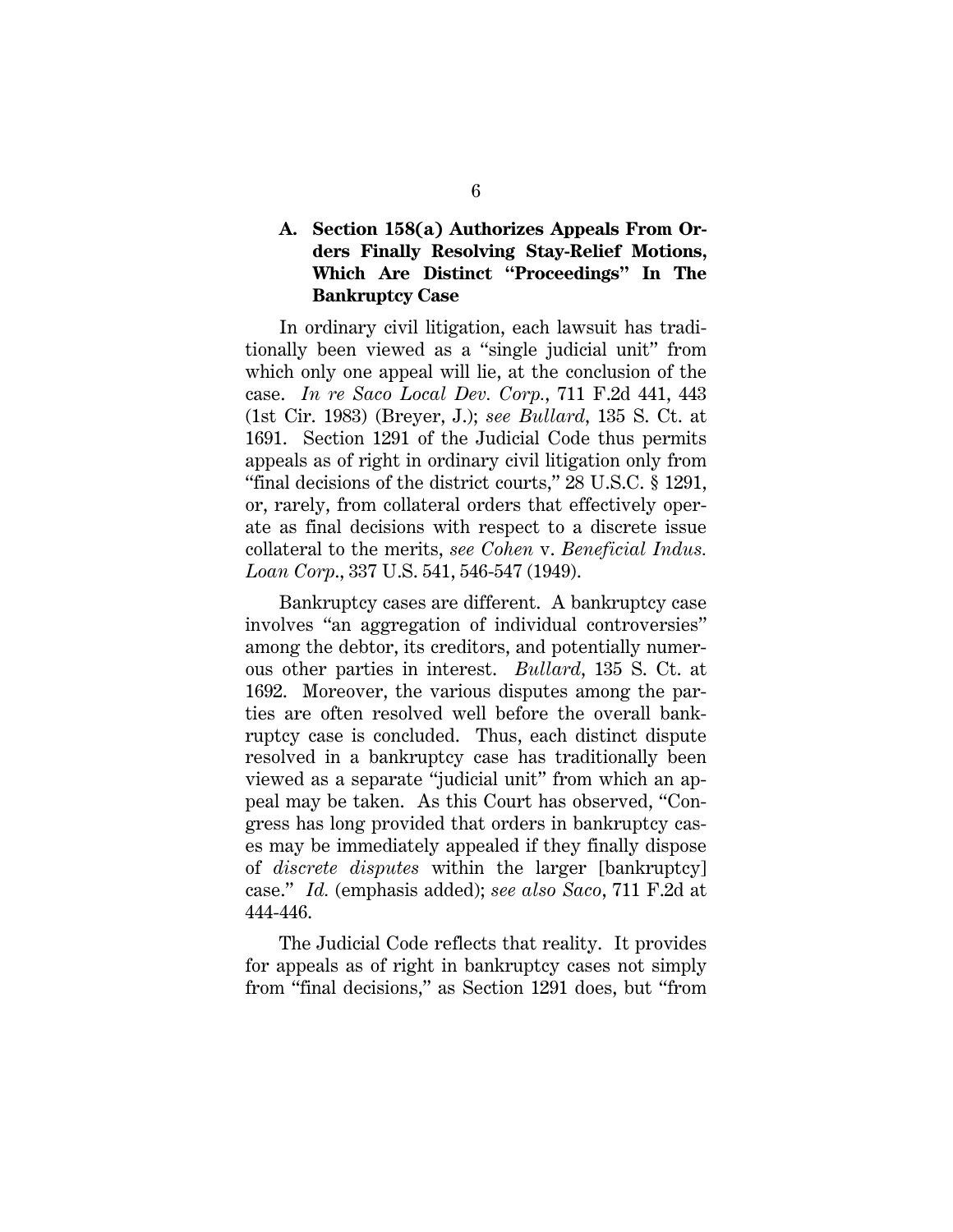### A. Section 158(a) Authorizes Appeals From Orders Finally Resolving Stay-Relief Motions, Which Are Distinct "Proceedings" In The Bankruptcy Case

In ordinary civil litigation, each lawsuit has traditionally been viewed as a "single judicial unit" from which only one appeal will lie, at the conclusion of the case. *In re Saco Local Dev. Corp.*, 711 F.2d 441, 443 (1st Cir. 1983) (Breyer, J.); *see Bullard*, 135 S. Ct. at 1691. Section 1291 of the Judicial Code thus permits appeals as of right in ordinary civil litigation only from "final decisions of the district courts," 28 U.S.C. § 1291, or, rarely, from collateral orders that effectively operate as final decisions with respect to a discrete issue collateral to the merits, *see Cohen* v. *Beneficial Indus. Loan Corp.*, 337 U.S. 541, 546-547 (1949).

Bankruptcy cases are different. A bankruptcy case involves "an aggregation of individual controversies" among the debtor, its creditors, and potentially numerous other parties in interest. *Bullard*, 135 S. Ct. at 1692. Moreover, the various disputes among the parties are often resolved well before the overall bankruptcy case is concluded. Thus, each distinct dispute resolved in a bankruptcy case has traditionally been viewed as a separate "judicial unit" from which an appeal may be taken. As this Court has observed, "Congress has long provided that orders in bankruptcy cases may be immediately appealed if they finally dispose of *discrete disputes* within the larger [bankruptcy] case." *Id.* (emphasis added); *see also Saco*, 711 F.2d at 444-446.

The Judicial Code reflects that reality. It provides for appeals as of right in bankruptcy cases not simply from "final decisions," as Section 1291 does, but "from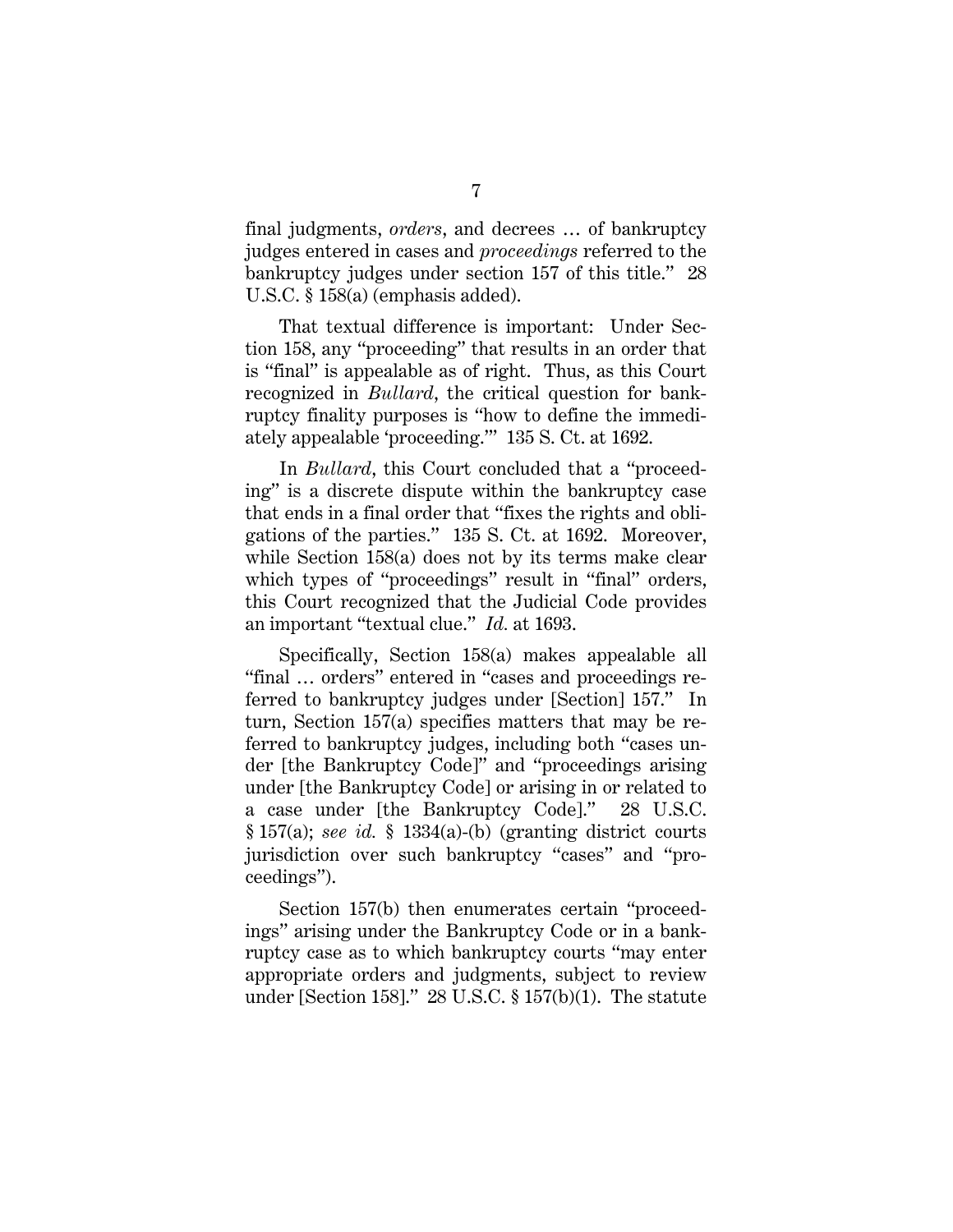final judgments, *orders*, and decrees … of bankruptcy judges entered in cases and *proceedings* referred to the bankruptcy judges under section 157 of this title." 28 U.S.C. § 158(a) (emphasis added).

That textual difference is important: Under Section 158, any "proceeding" that results in an order that is "final" is appealable as of right. Thus, as this Court recognized in *Bullard*, the critical question for bankruptcy finality purposes is "how to define the immediately appealable 'proceeding.'" 135 S. Ct. at 1692.

In *Bullard*, this Court concluded that a "proceeding" is a discrete dispute within the bankruptcy case that ends in a final order that "fixes the rights and obligations of the parties." 135 S. Ct. at 1692. Moreover, while Section 158(a) does not by its terms make clear which types of "proceedings" result in "final" orders, this Court recognized that the Judicial Code provides an important "textual clue." *Id.* at 1693.

Specifically, Section 158(a) makes appealable all "final … orders" entered in "cases and proceedings referred to bankruptcy judges under [Section] 157." In turn, Section 157(a) specifies matters that may be referred to bankruptcy judges, including both "cases under [the Bankruptcy Code]" and "proceedings arising under [the Bankruptcy Code] or arising in or related to a case under [the Bankruptcy Code]." 28 U.S.C. § 157(a); *see id.* § 1334(a)-(b) (granting district courts jurisdiction over such bankruptcy "cases" and "proceedings").

Section 157(b) then enumerates certain "proceedings" arising under the Bankruptcy Code or in a bankruptcy case as to which bankruptcy courts "may enter appropriate orders and judgments, subject to review under [Section 158]." 28 U.S.C. § 157(b)(1). The statute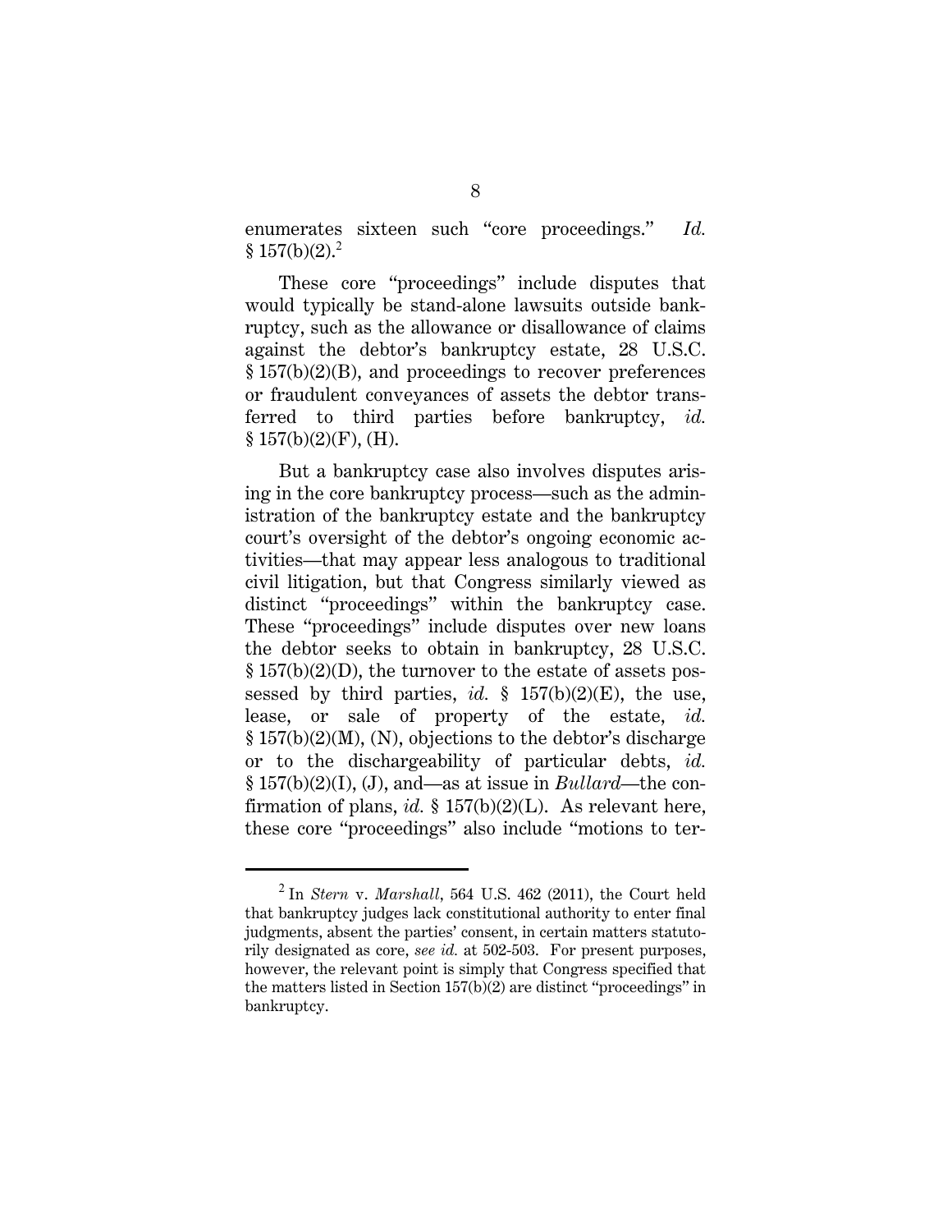enumerates sixteen such "core proceedings." *Id.* § 157(b)(2).[2]

These core "proceedings" include disputes that would typically be stand-alone lawsuits outside bankruptcy, such as the allowance or disallowance of claims against the debtor's bankruptcy estate, 28 U.S.C. § 157(b)(2)(B), and proceedings to recover preferences or fraudulent conveyances of assets the debtor transferred to third parties before bankruptcy, *id.* § 157(b)(2)(F), (H).

But a bankruptcy case also involves disputes arising in the core bankruptcy process—such as the administration of the bankruptcy estate and the bankruptcy court's oversight of the debtor's ongoing economic activities—that may appear less analogous to traditional civil litigation, but that Congress similarly viewed as distinct "proceedings" within the bankruptcy case. These "proceedings" include disputes over new loans the debtor seeks to obtain in bankruptcy, 28 U.S.C. § 157(b)(2)(D), the turnover to the estate of assets possessed by third parties, *id.* § 157(b)(2)(E), the use, lease, or sale of property of the estate, *id.* § 157(b)(2)(M), (N), objections to the debtor's discharge or to the dischargeability of particular debts, *id.* § 157(b)(2)(I), (J), and—as at issue in *Bullard*—the confirmation of plans, *id.* § 157(b)(2)(L). As relevant here, these core "proceedings" also include "motions to ter-

---

[2] In *Stern* v. *Marshall*, 564 U.S. 462 (2011), the Court held that bankruptcy judges lack constitutional authority to enter final judgments, absent the parties' consent, in certain matters statutorily designated as core, *see id.* at 502-503. For present purposes, however, the relevant point is simply that Congress specified that the matters listed in Section 157(b)(2) are distinct "proceedings" in bankruptcy.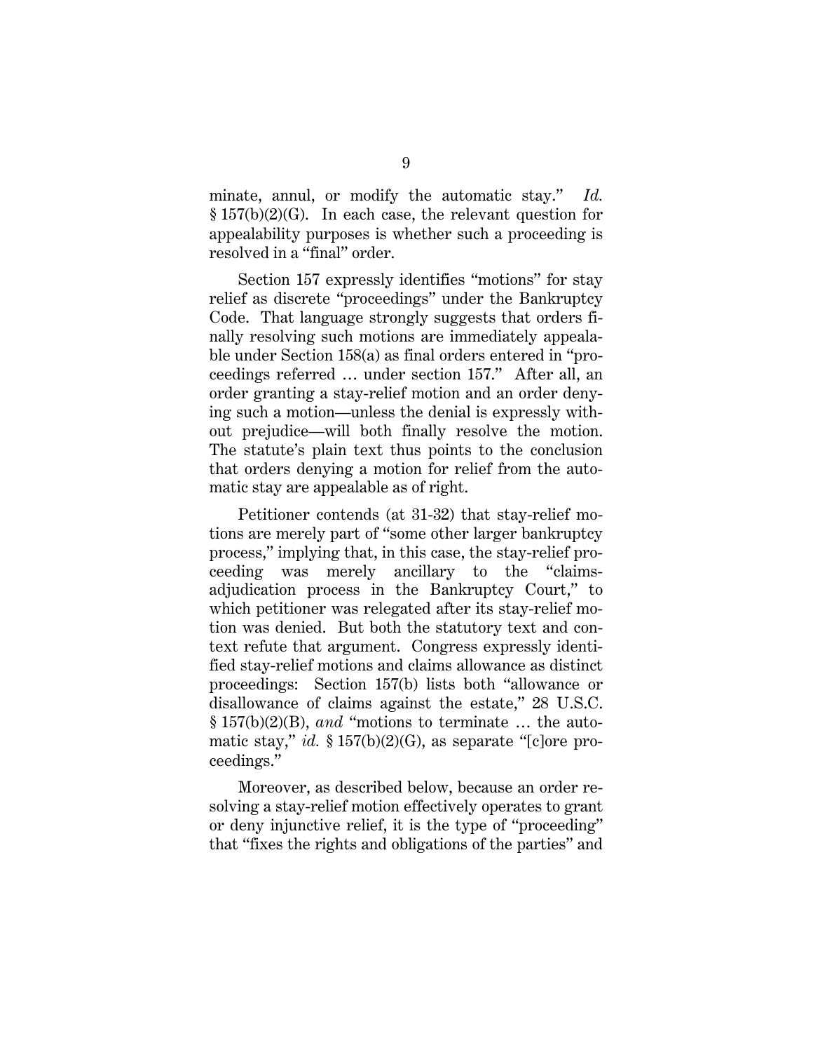minate, annul, or modify the automatic stay." *Id.* § 157(b)(2)(G). In each case, the relevant question for appealability purposes is whether such a proceeding is resolved in a "final" order.

Section 157 expressly identifies "motions" for stay relief as discrete "proceedings" under the Bankruptcy Code. That language strongly suggests that orders finally resolving such motions are immediately appealable under Section 158(a) as final orders entered in "proceedings referred … under section 157." After all, an order granting a stay-relief motion and an order denying such a motion—unless the denial is expressly without prejudice—will both finally resolve the motion. The statute's plain text thus points to the conclusion that orders denying a motion for relief from the automatic stay are appealable as of right.

Petitioner contends (at 31-32) that stay-relief motions are merely part of "some other larger bankruptcy process," implying that, in this case, the stay-relief proceeding was merely ancillary to the "claims-adjudication process in the Bankruptcy Court," to which petitioner was relegated after its stay-relief motion was denied. But both the statutory text and context refute that argument. Congress expressly identified stay-relief motions and claims allowance as distinct proceedings: Section 157(b) lists both "allowance or disallowance of claims against the estate," 28 U.S.C. § 157(b)(2)(B), *and* "motions to terminate … the automatic stay," *id.* § 157(b)(2)(G), as separate "[c]ore proceedings."

Moreover, as described below, because an order resolving a stay-relief motion effectively operates to grant or deny injunctive relief, it is the type of "proceeding" that "fixes the rights and obligations of the parties" and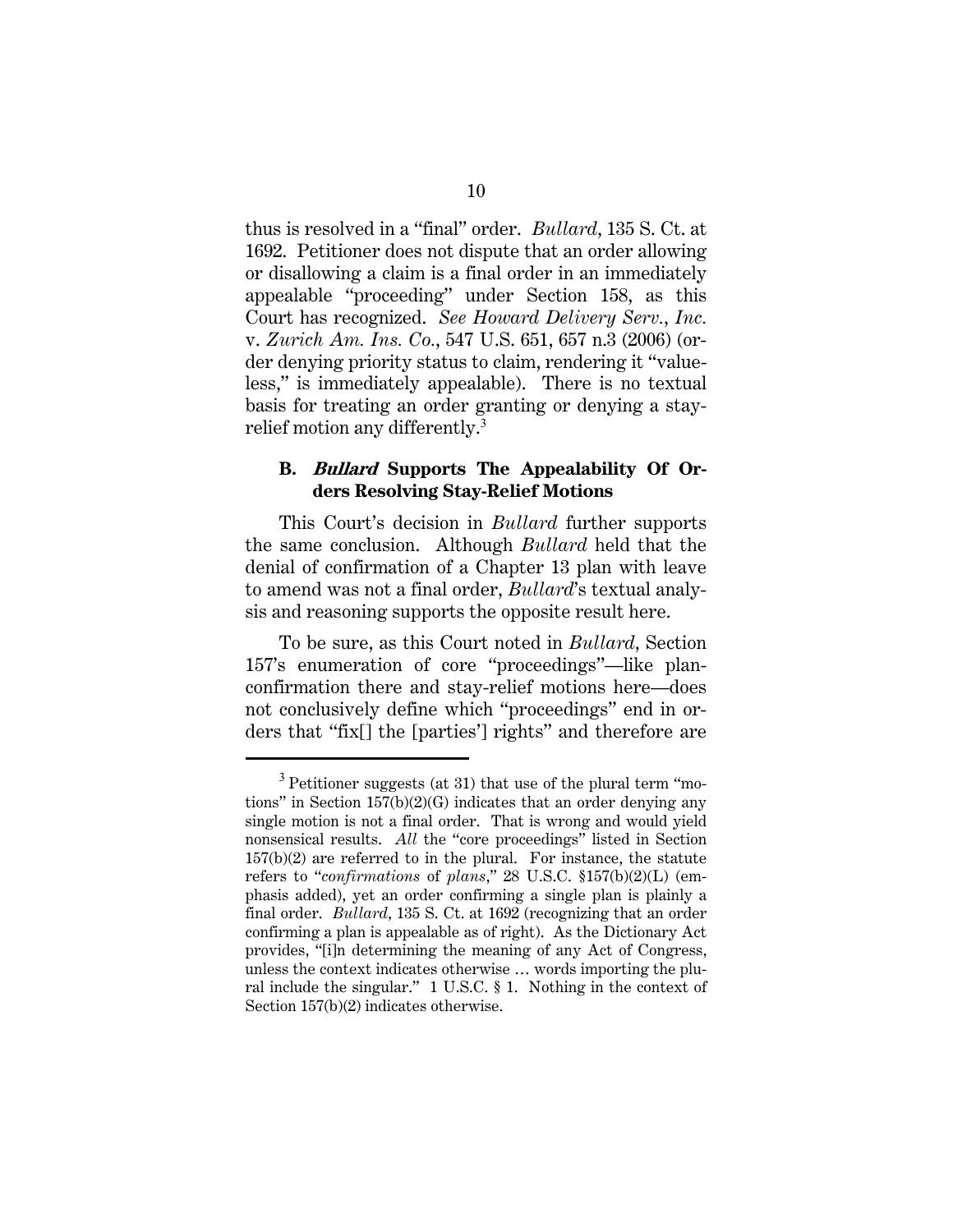thus is resolved in a "final" order. *Bullard*, 135 S. Ct. at 1692. Petitioner does not dispute that an order allowing or disallowing a claim is a final order in an immediately appealable "proceeding" under Section 158, as this Court has recognized. *See Howard Delivery Serv., Inc.* v. *Zurich Am. Ins. Co.*, 547 U.S. 651, 657 n.3 (2006) (order denying priority status to claim, rendering it "valueless," is immediately appealable). There is no textual basis for treating an order granting or denying a stay-relief motion any differently.[3]

### B. *Bullard* Supports The Appealability Of Orders Resolving Stay-Relief Motions

This Court's decision in *Bullard* further supports the same conclusion. Although *Bullard* held that the denial of confirmation of a Chapter 13 plan with leave to amend was not a final order, *Bullard*'s textual analysis and reasoning supports the opposite result here.

To be sure, as this Court noted in *Bullard*, Section 157's enumeration of core "proceedings"—like plan-confirmation there and stay-relief motions here—does not conclusively define which "proceedings" end in orders that "fix[] the [parties'] rights" and therefore are

---

[3] Petitioner suggests (at 31) that use of the plural term "motions" in Section 157(b)(2)(G) indicates that an order denying any single motion is not a final order. That is wrong and would yield nonsensical results. *All* the "core proceedings" listed in Section 157(b)(2) are referred to in the plural. For instance, the statute refers to "*confirmations* of *plans*," 28 U.S.C. §157(b)(2)(L) (emphasis added), yet an order confirming a single plan is plainly a final order. *Bullard*, 135 S. Ct. at 1692 (recognizing that an order confirming a plan is appealable as of right). As the Dictionary Act provides, "[i]n determining the meaning of any Act of Congress, unless the context indicates otherwise … words importing the plural include the singular." 1 U.S.C. § 1. Nothing in the context of Section 157(b)(2) indicates otherwise.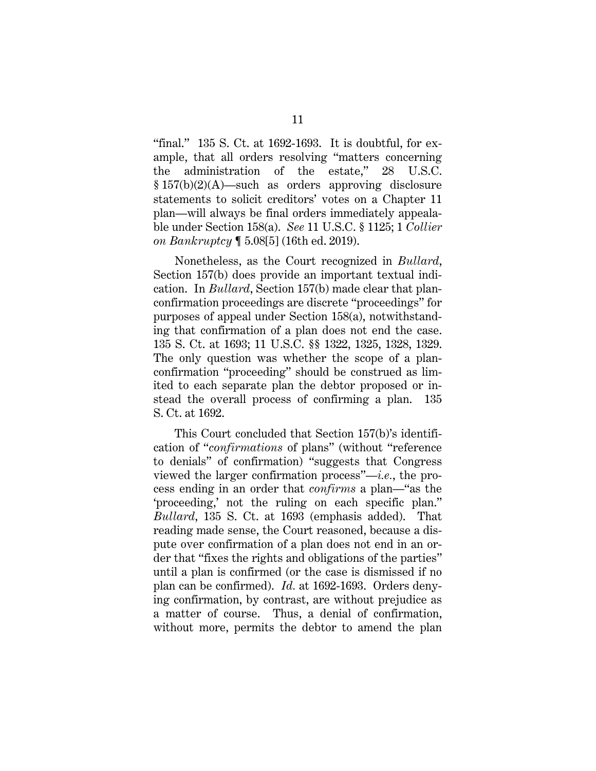"final." 135 S. Ct. at 1692-1693. It is doubtful, for example, that all orders resolving "matters concerning the administration of the estate," 28 U.S.C. § 157(b)(2)(A)—such as orders approving disclosure statements to solicit creditors' votes on a Chapter 11 plan—will always be final orders immediately appealable under Section 158(a). *See* 11 U.S.C. § 1125; 1 *Collier on Bankruptcy* ¶ 5.08[5] (16th ed. 2019).

Nonetheless, as the Court recognized in *Bullard*, Section 157(b) does provide an important textual indication. In *Bullard*, Section 157(b) made clear that plan-confirmation proceedings are discrete "proceedings" for purposes of appeal under Section 158(a), notwithstanding that confirmation of a plan does not end the case. 135 S. Ct. at 1693; 11 U.S.C. §§ 1322, 1325, 1328, 1329. The only question was whether the scope of a plan-confirmation "proceeding" should be construed as limited to each separate plan the debtor proposed or instead the overall process of confirming a plan. 135 S. Ct. at 1692.

This Court concluded that Section 157(b)'s identification of "*confirmations* of plans" (without "reference to denials" of confirmation) "suggests that Congress viewed the larger confirmation process"—*i.e.*, the process ending in an order that *confirms* a plan—"as the 'proceeding,' not the ruling on each specific plan." *Bullard*, 135 S. Ct. at 1693 (emphasis added). That reading made sense, the Court reasoned, because a dispute over confirmation of a plan does not end in an order that "fixes the rights and obligations of the parties" until a plan is confirmed (or the case is dismissed if no plan can be confirmed). *Id.* at 1692-1693. Orders denying confirmation, by contrast, are without prejudice as a matter of course. Thus, a denial of confirmation, without more, permits the debtor to amend the plan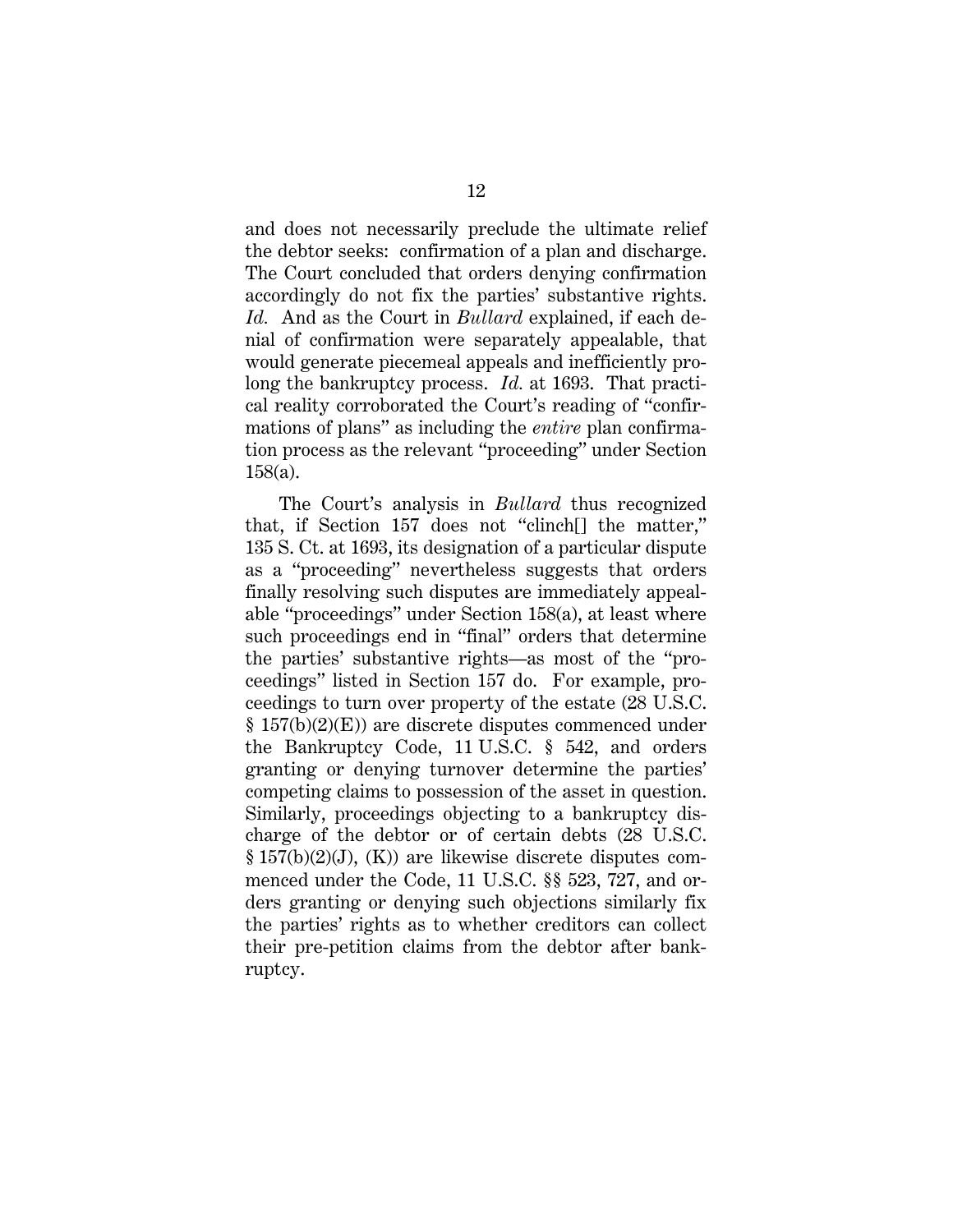and does not necessarily preclude the ultimate relief the debtor seeks: confirmation of a plan and discharge. The Court concluded that orders denying confirmation accordingly do not fix the parties' substantive rights. *Id.* And as the Court in *Bullard* explained, if each denial of confirmation were separately appealable, that would generate piecemeal appeals and inefficiently prolong the bankruptcy process. *Id.* at 1693. That practical reality corroborated the Court's reading of "confirmations of plans" as including the *entire* plan confirmation process as the relevant "proceeding" under Section 158(a).

The Court's analysis in *Bullard* thus recognized that, if Section 157 does not "clinch[] the matter," 135 S. Ct. at 1693, its designation of a particular dispute as a "proceeding" nevertheless suggests that orders finally resolving such disputes are immediately appealable "proceedings" under Section 158(a), at least where such proceedings end in "final" orders that determine the parties' substantive rights—as most of the "proceedings" listed in Section 157 do. For example, proceedings to turn over property of the estate (28 U.S.C. § 157(b)(2)(E)) are discrete disputes commenced under the Bankruptcy Code, 11 U.S.C. § 542, and orders granting or denying turnover determine the parties' competing claims to possession of the asset in question. Similarly, proceedings objecting to a bankruptcy discharge of the debtor or of certain debts (28 U.S.C. § 157(b)(2)(J), (K)) are likewise discrete disputes commenced under the Code, 11 U.S.C. §§ 523, 727, and orders granting or denying such objections similarly fix the parties' rights as to whether creditors can collect their pre-petition claims from the debtor after bankruptcy.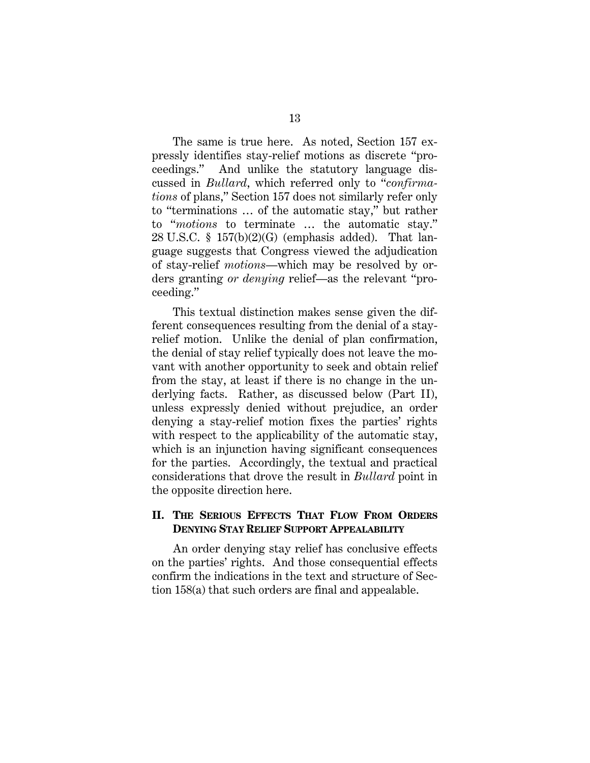The same is true here. As noted, Section 157 expressly identifies stay-relief motions as discrete "proceedings." And unlike the statutory language discussed in *Bullard*, which referred only to "*confirmations* of plans," Section 157 does not similarly refer only to "terminations … of the automatic stay," but rather to "*motions* to terminate … the automatic stay." 28 U.S.C. § 157(b)(2)(G) (emphasis added). That language suggests that Congress viewed the adjudication of stay-relief *motions*—which may be resolved by orders granting *or denying* relief—as the relevant "proceeding."

This textual distinction makes sense given the different consequences resulting from the denial of a stay-relief motion. Unlike the denial of plan confirmation, the denial of stay relief typically does not leave the movant with another opportunity to seek and obtain relief from the stay, at least if there is no change in the underlying facts. Rather, as discussed below (Part II), unless expressly denied without prejudice, an order denying a stay-relief motion fixes the parties' rights with respect to the applicability of the automatic stay, which is an injunction having significant consequences for the parties. Accordingly, the textual and practical considerations that drove the result in *Bullard* point in the opposite direction here.

## II. THE SERIOUS EFFECTS THAT FLOW FROM ORDERS DENYING STAY RELIEF SUPPORT APPEALABILITY

An order denying stay relief has conclusive effects on the parties' rights. And those consequential effects confirm the indications in the text and structure of Section 158(a) that such orders are final and appealable.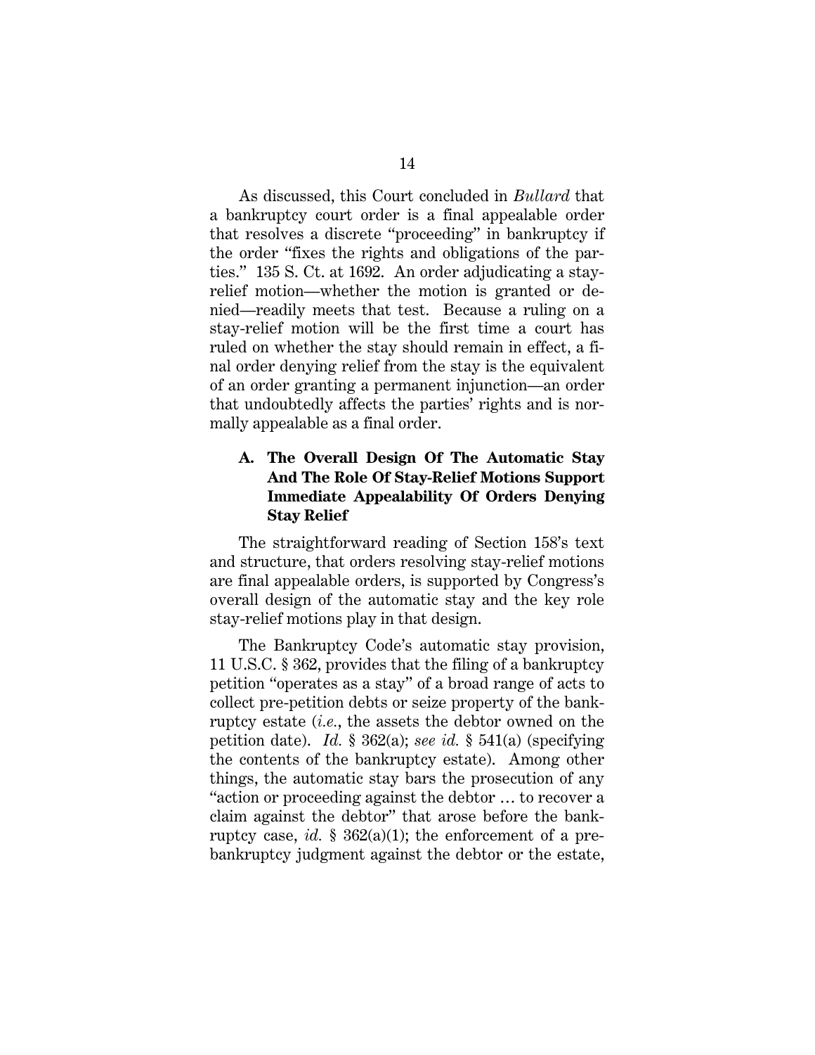As discussed, this Court concluded in *Bullard* that a bankruptcy court order is a final appealable order that resolves a discrete "proceeding" in bankruptcy if the order "fixes the rights and obligations of the parties." 135 S. Ct. at 1692. An order adjudicating a stay-relief motion—whether the motion is granted or denied—readily meets that test. Because a ruling on a stay-relief motion will be the first time a court has ruled on whether the stay should remain in effect, a final order denying relief from the stay is the equivalent of an order granting a permanent injunction—an order that undoubtedly affects the parties' rights and is normally appealable as a final order.

### A. The Overall Design Of The Automatic Stay And The Role Of Stay-Relief Motions Support Immediate Appealability Of Orders Denying Stay Relief

The straightforward reading of Section 158's text and structure, that orders resolving stay-relief motions are final appealable orders, is supported by Congress's overall design of the automatic stay and the key role stay-relief motions play in that design.

The Bankruptcy Code's automatic stay provision, 11 U.S.C. § 362, provides that the filing of a bankruptcy petition "operates as a stay" of a broad range of acts to collect pre-petition debts or seize property of the bankruptcy estate (*i.e.*, the assets the debtor owned on the petition date). *Id.* § 362(a); *see id.* § 541(a) (specifying the contents of the bankruptcy estate). Among other things, the automatic stay bars the prosecution of any "action or proceeding against the debtor … to recover a claim against the debtor" that arose before the bankruptcy case, *id.* § 362(a)(1); the enforcement of a pre-bankruptcy judgment against the debtor or the estate,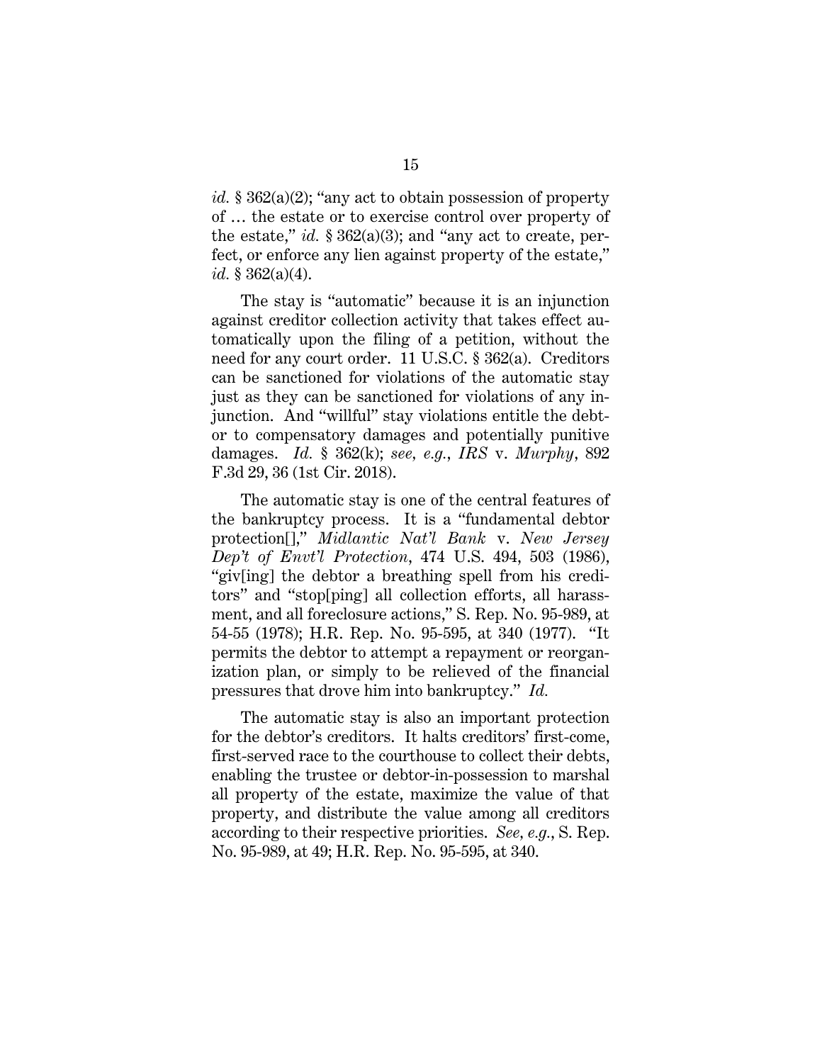*id.* § 362(a)(2); "any act to obtain possession of property of … the estate or to exercise control over property of the estate," *id.* § 362(a)(3); and "any act to create, perfect, or enforce any lien against property of the estate," *id.* § 362(a)(4).

The stay is "automatic" because it is an injunction against creditor collection activity that takes effect automatically upon the filing of a petition, without the need for any court order. 11 U.S.C. § 362(a). Creditors can be sanctioned for violations of the automatic stay just as they can be sanctioned for violations of any injunction. And "willful" stay violations entitle the debtor to compensatory damages and potentially punitive damages. *Id.* § 362(k); *see, e.g.*, *IRS* v. *Murphy*, 892 F.3d 29, 36 (1st Cir. 2018).

The automatic stay is one of the central features of the bankruptcy process. It is a "fundamental debtor protection[]," *Midlantic Nat'l Bank* v. *New Jersey Dep't of Envt'l Protection*, 474 U.S. 494, 503 (1986), "giv[ing] the debtor a breathing spell from his creditors" and "stop[ping] all collection efforts, all harassment, and all foreclosure actions," S. Rep. No. 95-989, at 54-55 (1978); H.R. Rep. No. 95-595, at 340 (1977). "It permits the debtor to attempt a repayment or reorganization plan, or simply to be relieved of the financial pressures that drove him into bankruptcy." *Id.*

The automatic stay is also an important protection for the debtor's creditors. It halts creditors' first-come, first-served race to the courthouse to collect their debts, enabling the trustee or debtor-in-possession to marshal all property of the estate, maximize the value of that property, and distribute the value among all creditors according to their respective priorities. *See, e.g.*, S. Rep. No. 95-989, at 49; H.R. Rep. No. 95-595, at 340.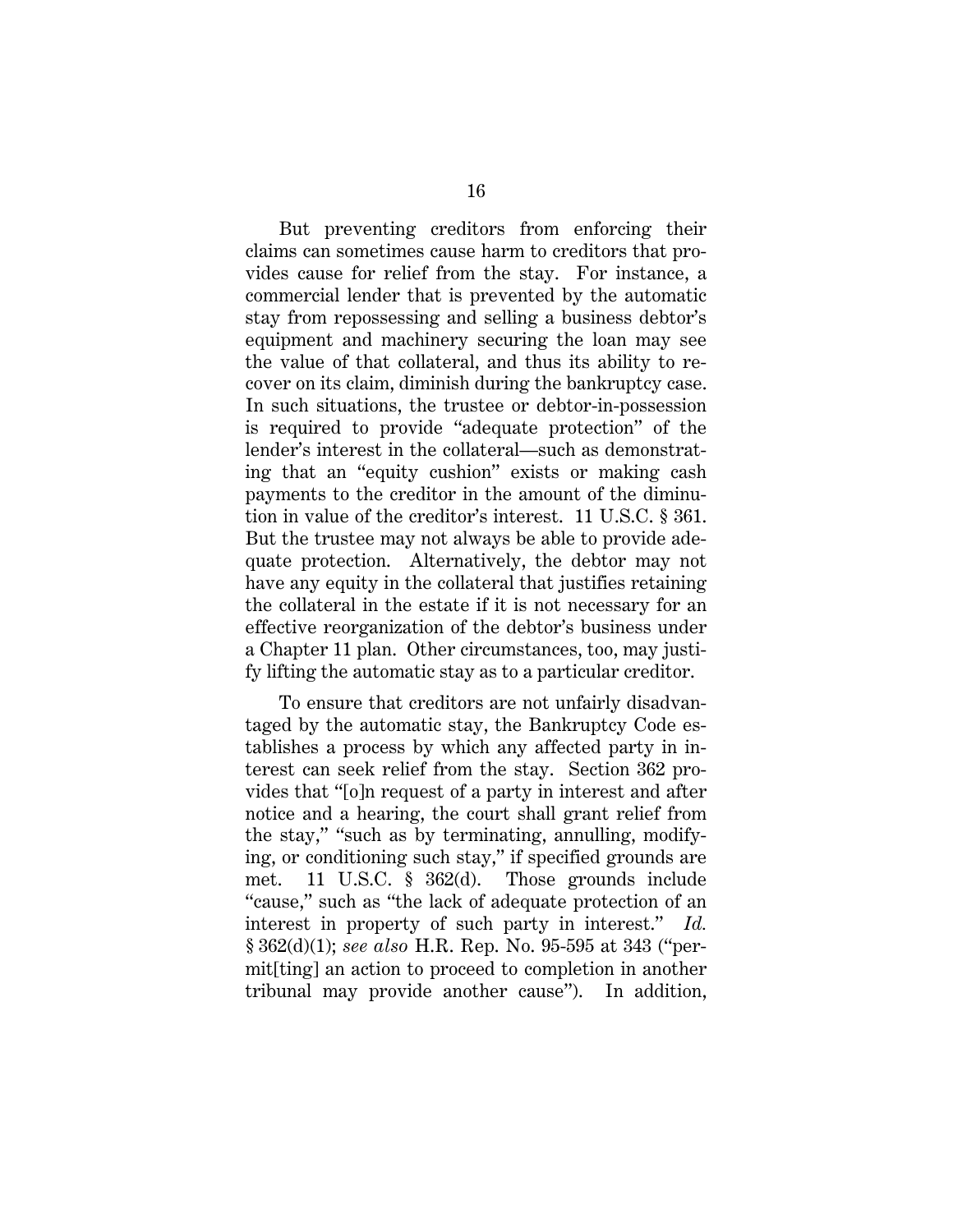But preventing creditors from enforcing their claims can sometimes cause harm to creditors that provides cause for relief from the stay. For instance, a commercial lender that is prevented by the automatic stay from repossessing and selling a business debtor's equipment and machinery securing the loan may see the value of that collateral, and thus its ability to recover on its claim, diminish during the bankruptcy case. In such situations, the trustee or debtor-in-possession is required to provide "adequate protection" of the lender's interest in the collateral—such as demonstrating that an "equity cushion" exists or making cash payments to the creditor in the amount of the diminution in value of the creditor's interest. 11 U.S.C. § 361. But the trustee may not always be able to provide adequate protection. Alternatively, the debtor may not have any equity in the collateral that justifies retaining the collateral in the estate if it is not necessary for an effective reorganization of the debtor's business under a Chapter 11 plan. Other circumstances, too, may justify lifting the automatic stay as to a particular creditor.

To ensure that creditors are not unfairly disadvantaged by the automatic stay, the Bankruptcy Code establishes a process by which any affected party in interest can seek relief from the stay. Section 362 provides that "[o]n request of a party in interest and after notice and a hearing, the court shall grant relief from the stay," "such as by terminating, annulling, modifying, or conditioning such stay," if specified grounds are met. 11 U.S.C. § 362(d). Those grounds include "cause," such as "the lack of adequate protection of an interest in property of such party in interest." *Id.* § 362(d)(1); *see also* H.R. Rep. No. 95-595 at 343 ("permit[ting] an action to proceed to completion in another tribunal may provide another cause"). In addition,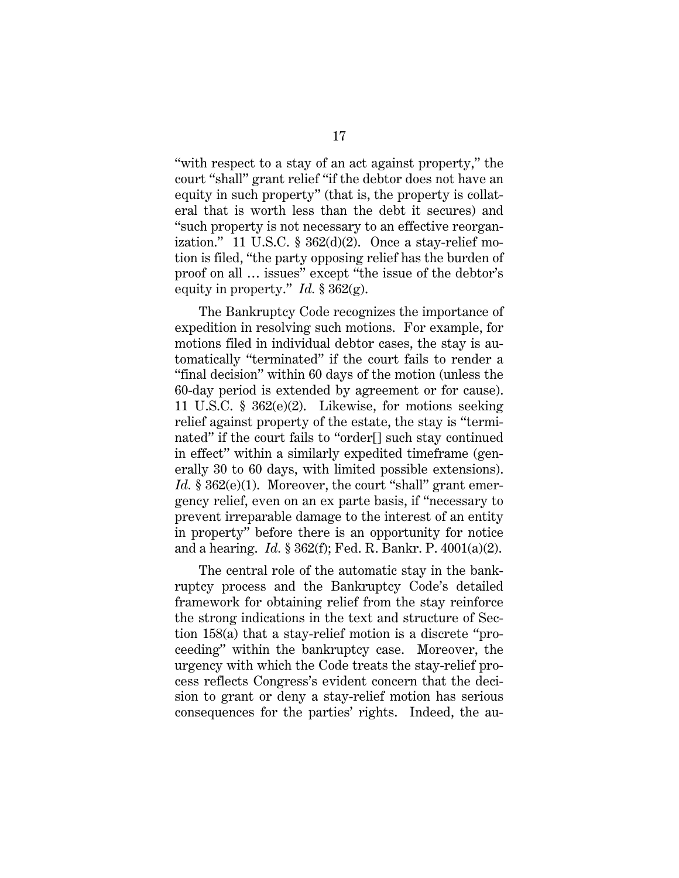"with respect to a stay of an act against property," the court "shall" grant relief "if the debtor does not have an equity in such property" (that is, the property is collateral that is worth less than the debt it secures) and "such property is not necessary to an effective reorganization." 11 U.S.C. § 362(d)(2). Once a stay-relief motion is filed, "the party opposing relief has the burden of proof on all … issues" except "the issue of the debtor's equity in property." *Id.* § 362(g).

The Bankruptcy Code recognizes the importance of expedition in resolving such motions. For example, for motions filed in individual debtor cases, the stay is automatically "terminated" if the court fails to render a "final decision" within 60 days of the motion (unless the 60-day period is extended by agreement or for cause). 11 U.S.C. § 362(e)(2). Likewise, for motions seeking relief against property of the estate, the stay is "terminated" if the court fails to "order[] such stay continued in effect" within a similarly expedited timeframe (generally 30 to 60 days, with limited possible extensions). *Id.* § 362(e)(1). Moreover, the court "shall" grant emergency relief, even on an ex parte basis, if "necessary to prevent irreparable damage to the interest of an entity in property" before there is an opportunity for notice and a hearing. *Id.* § 362(f); Fed. R. Bankr. P. 4001(a)(2).

The central role of the automatic stay in the bankruptcy process and the Bankruptcy Code's detailed framework for obtaining relief from the stay reinforce the strong indications in the text and structure of Section 158(a) that a stay-relief motion is a discrete "proceeding" within the bankruptcy case. Moreover, the urgency with which the Code treats the stay-relief process reflects Congress's evident concern that the decision to grant or deny a stay-relief motion has serious consequences for the parties' rights. Indeed, the au-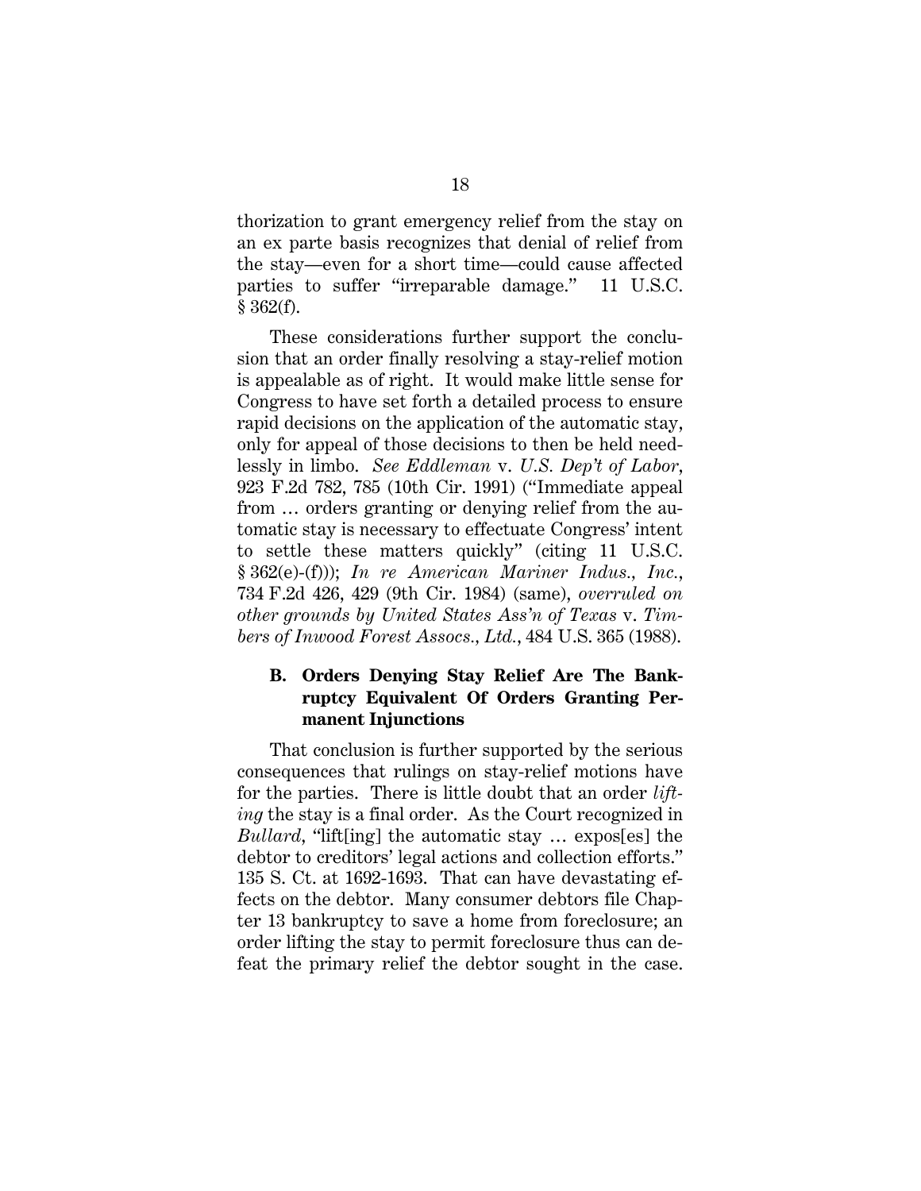thorization to grant emergency relief from the stay on an ex parte basis recognizes that denial of relief from the stay—even for a short time—could cause affected parties to suffer "irreparable damage." 11 U.S.C. § 362(f).

These considerations further support the conclusion that an order finally resolving a stay-relief motion is appealable as of right. It would make little sense for Congress to have set forth a detailed process to ensure rapid decisions on the application of the automatic stay, only for appeal of those decisions to then be held needlessly in limbo. *See Eddleman* v. *U.S. Dep't of Labor*, 923 F.2d 782, 785 (10th Cir. 1991) ("Immediate appeal from … orders granting or denying relief from the automatic stay is necessary to effectuate Congress' intent to settle these matters quickly" (citing 11 U.S.C. § 362(e)-(f))); *In re American Mariner Indus., Inc.*, 734 F.2d 426, 429 (9th Cir. 1984) (same), *overruled on other grounds by United States Ass'n of Texas* v. *Timbers of Inwood Forest Assocs., Ltd.*, 484 U.S. 365 (1988).

### B. Orders Denying Stay Relief Are The Bankruptcy Equivalent Of Orders Granting Permanent Injunctions

That conclusion is further supported by the serious consequences that rulings on stay-relief motions have for the parties. There is little doubt that an order *lifting* the stay is a final order. As the Court recognized in *Bullard*, "lift[ing] the automatic stay … expos[es] the debtor to creditors' legal actions and collection efforts." 135 S. Ct. at 1692-1693. That can have devastating effects on the debtor. Many consumer debtors file Chapter 13 bankruptcy to save a home from foreclosure; an order lifting the stay to permit foreclosure thus can defeat the primary relief the debtor sought in the case.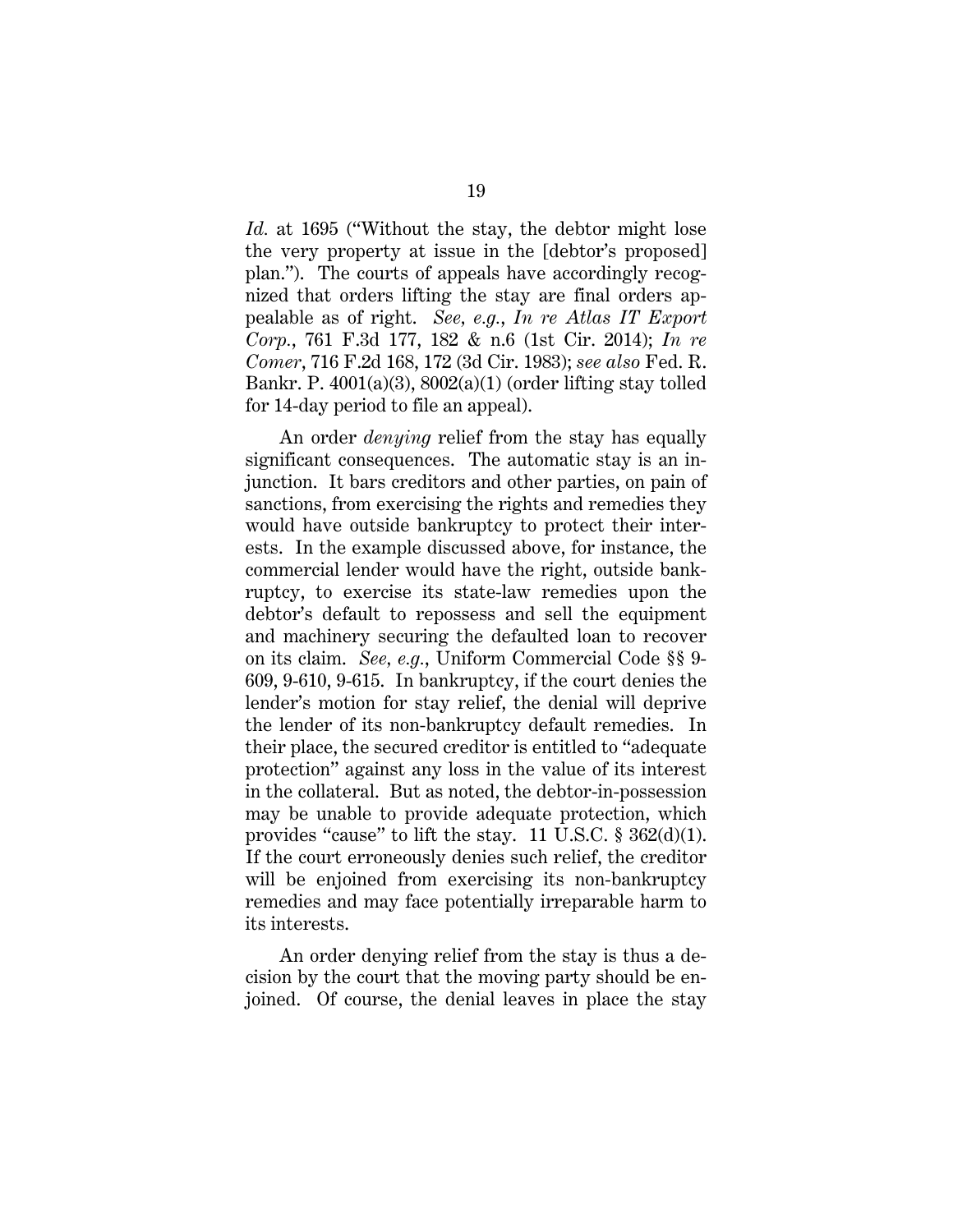*Id.* at 1695 ("Without the stay, the debtor might lose the very property at issue in the [debtor's proposed] plan."). The courts of appeals have accordingly recognized that orders lifting the stay are final orders appealable as of right. *See, e.g.*, *In re Atlas IT Export Corp.*, 761 F.3d 177, 182 & n.6 (1st Cir. 2014); *In re Comer*, 716 F.2d 168, 172 (3d Cir. 1983); *see also* Fed. R. Bankr. P. 4001(a)(3), 8002(a)(1) (order lifting stay tolled for 14-day period to file an appeal).

An order *denying* relief from the stay has equally significant consequences. The automatic stay is an injunction. It bars creditors and other parties, on pain of sanctions, from exercising the rights and remedies they would have outside bankruptcy to protect their interests. In the example discussed above, for instance, the commercial lender would have the right, outside bankruptcy, to exercise its state-law remedies upon the debtor's default to repossess and sell the equipment and machinery securing the defaulted loan to recover on its claim. *See, e.g.*, Uniform Commercial Code §§ 9-609, 9-610, 9-615. In bankruptcy, if the court denies the lender's motion for stay relief, the denial will deprive the lender of its non-bankruptcy default remedies. In their place, the secured creditor is entitled to "adequate protection" against any loss in the value of its interest in the collateral. But as noted, the debtor-in-possession may be unable to provide adequate protection, which provides "cause" to lift the stay. 11 U.S.C. § 362(d)(1). If the court erroneously denies such relief, the creditor will be enjoined from exercising its non-bankruptcy remedies and may face potentially irreparable harm to its interests.

An order denying relief from the stay is thus a decision by the court that the moving party should be enjoined. Of course, the denial leaves in place the stay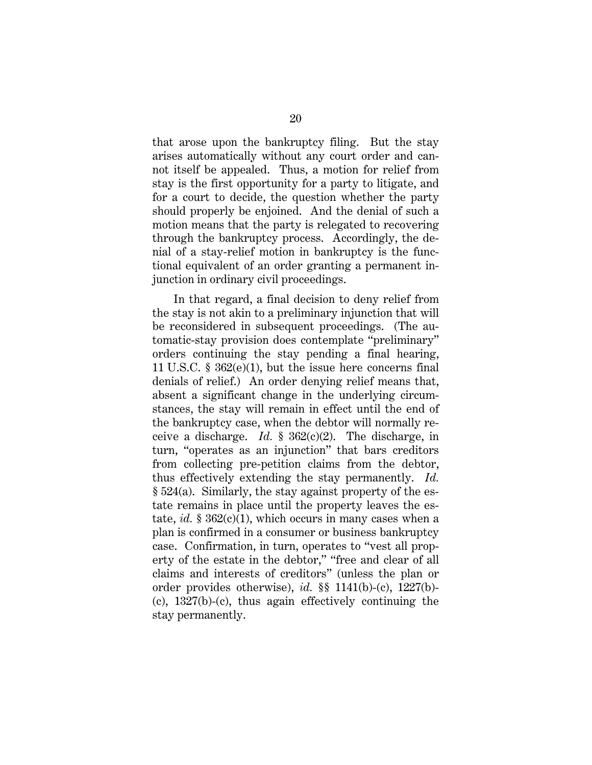that arose upon the bankruptcy filing. But the stay arises automatically without any court order and cannot itself be appealed. Thus, a motion for relief from stay is the first opportunity for a party to litigate, and for a court to decide, the question whether the party should properly be enjoined. And the denial of such a motion means that the party is relegated to recovering through the bankruptcy process. Accordingly, the denial of a stay-relief motion in bankruptcy is the functional equivalent of an order granting a permanent injunction in ordinary civil proceedings.

In that regard, a final decision to deny relief from the stay is not akin to a preliminary injunction that will be reconsidered in subsequent proceedings. (The automatic-stay provision does contemplate "preliminary" orders continuing the stay pending a final hearing, 11 U.S.C. § 362(e)(1), but the issue here concerns final denials of relief.) An order denying relief means that, absent a significant change in the underlying circumstances, the stay will remain in effect until the end of the bankruptcy case, when the debtor will normally receive a discharge. *Id.* § 362(c)(2). The discharge, in turn, "operates as an injunction" that bars creditors from collecting pre-petition claims from the debtor, thus effectively extending the stay permanently. *Id.* § 524(a). Similarly, the stay against property of the estate remains in place until the property leaves the estate, *id.* § 362(c)(1), which occurs in many cases when a plan is confirmed in a consumer or business bankruptcy case. Confirmation, in turn, operates to "vest all property of the estate in the debtor," "free and clear of all claims and interests of creditors" (unless the plan or order provides otherwise), *id.* §§ 1141(b)-(c), 1227(b)-(c), 1327(b)-(c), thus again effectively continuing the stay permanently.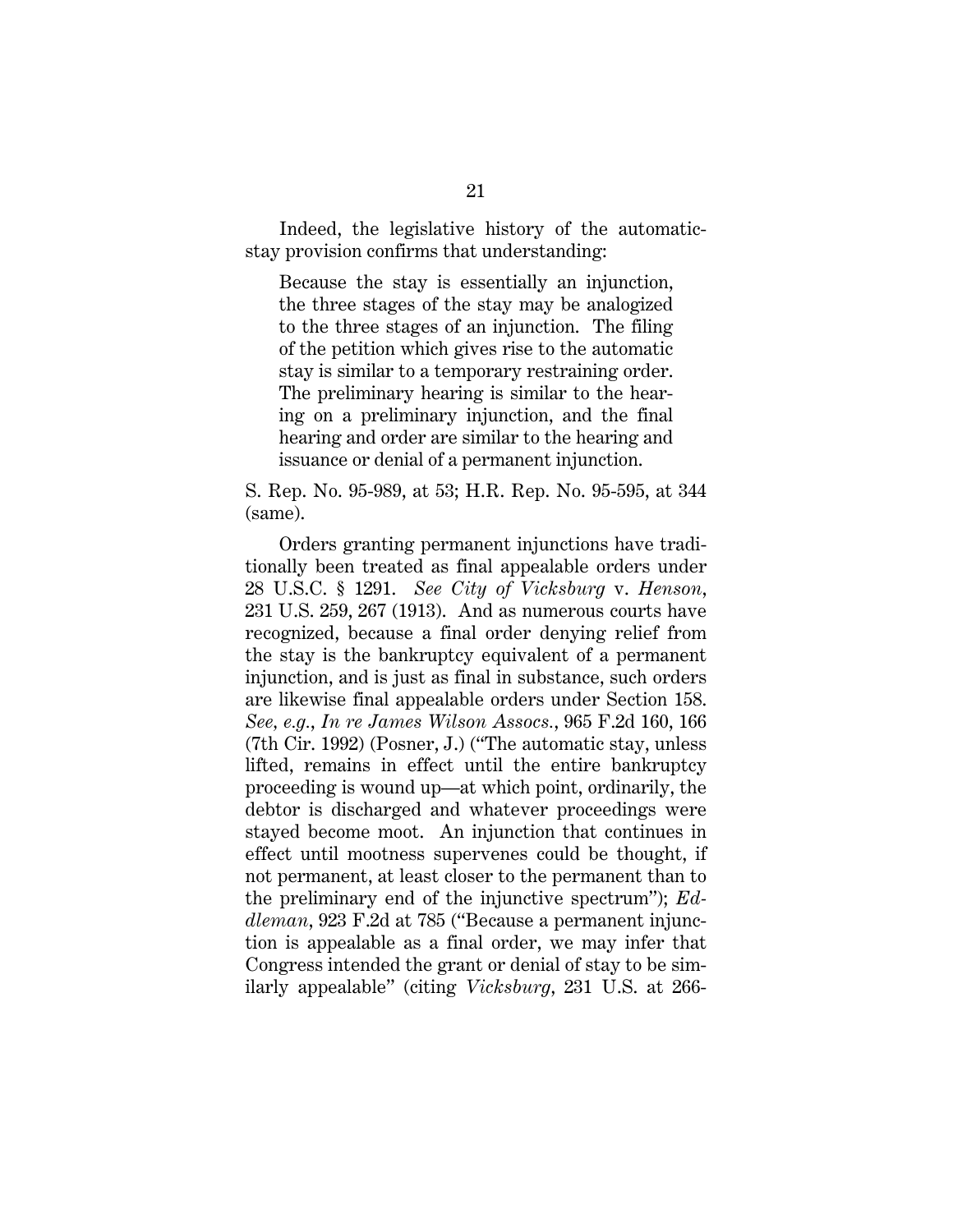Indeed, the legislative history of the automatic-stay provision confirms that understanding:

> Because the stay is essentially an injunction, the three stages of the stay may be analogized to the three stages of an injunction. The filing of the petition which gives rise to the automatic stay is similar to a temporary restraining order. The preliminary hearing is similar to the hearing on a preliminary injunction, and the final hearing and order are similar to the hearing and issuance or denial of a permanent injunction.

S. Rep. No. 95-989, at 53; H.R. Rep. No. 95-595, at 344 (same).

Orders granting permanent injunctions have traditionally been treated as final appealable orders under 28 U.S.C. § 1291. *See City of Vicksburg* v. *Henson*, 231 U.S. 259, 267 (1913). And as numerous courts have recognized, because a final order denying relief from the stay is the bankruptcy equivalent of a permanent injunction, and is just as final in substance, such orders are likewise final appealable orders under Section 158. *See, e.g.*, *In re James Wilson Assocs.*, 965 F.2d 160, 166 (7th Cir. 1992) (Posner, J.) ("The automatic stay, unless lifted, remains in effect until the entire bankruptcy proceeding is wound up—at which point, ordinarily, the debtor is discharged and whatever proceedings were stayed become moot. An injunction that continues in effect until mootness supervenes could be thought, if not permanent, at least closer to the permanent than to the preliminary end of the injunctive spectrum"); *Eddleman*, 923 F.2d at 785 ("Because a permanent injunction is appealable as a final order, we may infer that Congress intended the grant or denial of stay to be similarly appealable" (citing *Vicksburg*, 231 U.S. at 266-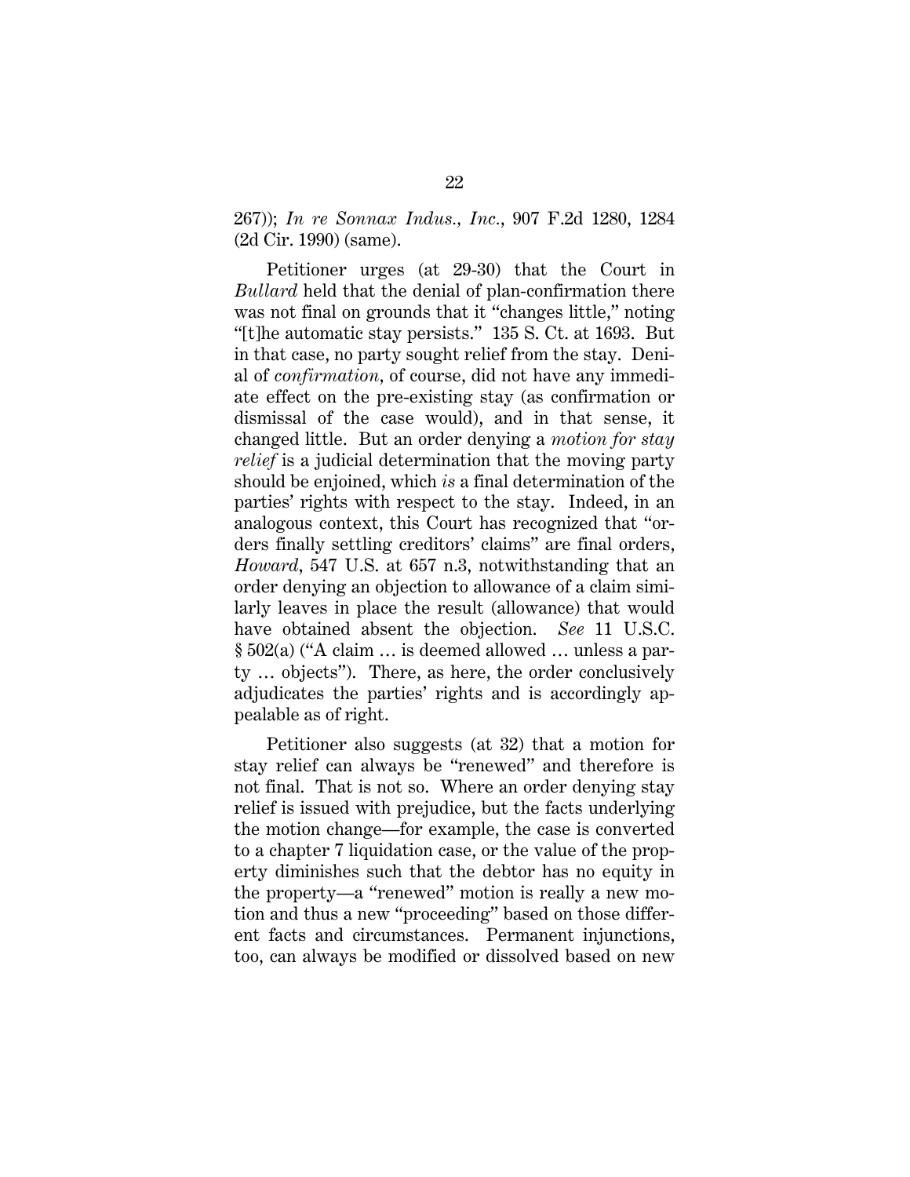267)); *In re Sonnax Indus., Inc.*, 907 F.2d 1280, 1284 (2d Cir. 1990) (same).

Petitioner urges (at 29-30) that the Court in *Bullard* held that the denial of plan-confirmation there was not final on grounds that it "changes little," noting "[t]he automatic stay persists." 135 S. Ct. at 1693. But in that case, no party sought relief from the stay. Denial of *confirmation*, of course, did not have any immediate effect on the pre-existing stay (as confirmation or dismissal of the case would), and in that sense, it changed little. But an order denying a *motion for stay relief* is a judicial determination that the moving party should be enjoined, which *is* a final determination of the parties' rights with respect to the stay. Indeed, in an analogous context, this Court has recognized that "orders finally settling creditors' claims" are final orders, *Howard*, 547 U.S. at 657 n.3, notwithstanding that an order denying an objection to allowance of a claim similarly leaves in place the result (allowance) that would have obtained absent the objection. *See* 11 U.S.C. § 502(a) ("A claim … is deemed allowed … unless a party … objects"). There, as here, the order conclusively adjudicates the parties' rights and is accordingly appealable as of right.

Petitioner also suggests (at 32) that a motion for stay relief can always be "renewed" and therefore is not final. That is not so. Where an order denying stay relief is issued with prejudice, but the facts underlying the motion change—for example, the case is converted to a chapter 7 liquidation case, or the value of the property diminishes such that the debtor has no equity in the property—a "renewed" motion is really a new motion and thus a new "proceeding" based on those different facts and circumstances. Permanent injunctions, too, can always be modified or dissolved based on new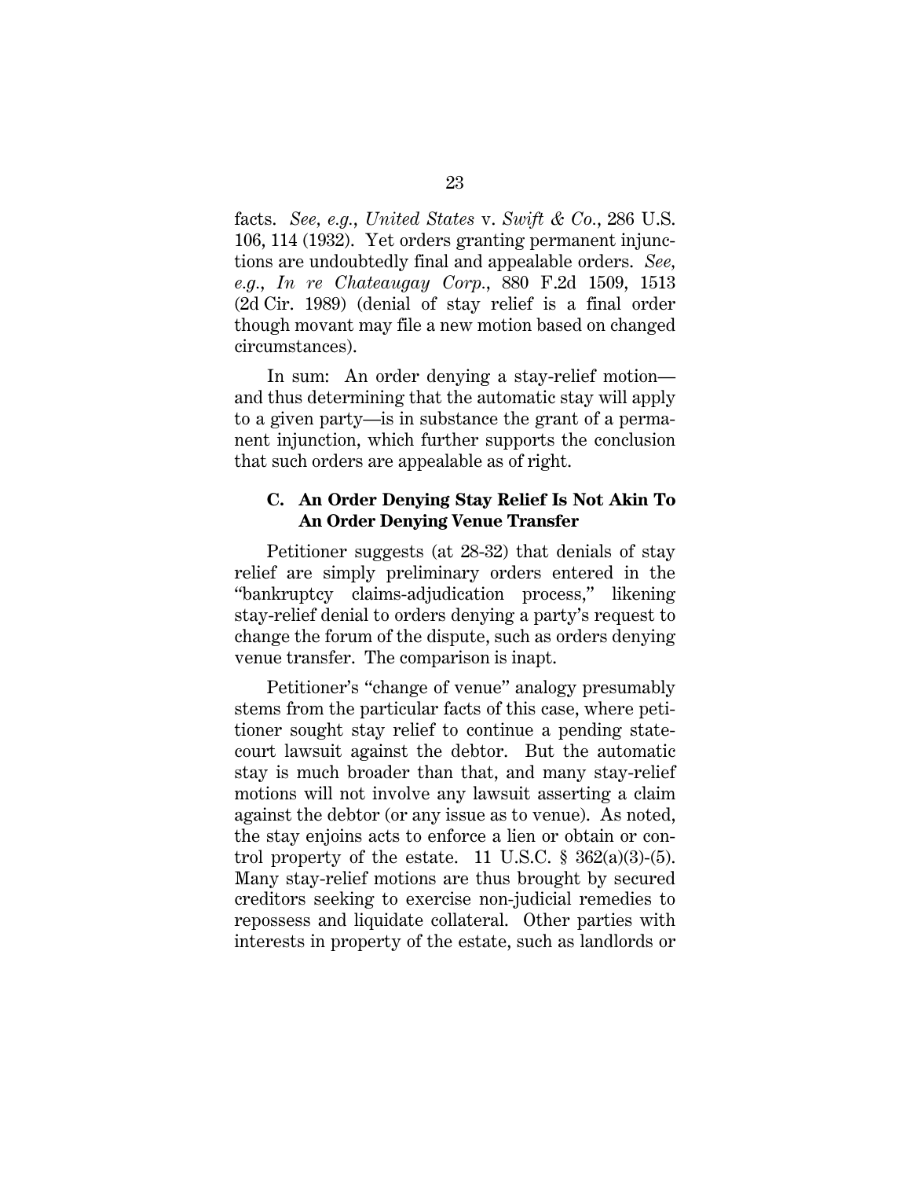facts. *See, e.g.*, *United States* v. *Swift & Co.*, 286 U.S. 106, 114 (1932). Yet orders granting permanent injunctions are undoubtedly final and appealable orders. *See, e.g.*, *In re Chateaugay Corp.*, 880 F.2d 1509, 1513 (2d Cir. 1989) (denial of stay relief is a final order though movant may file a new motion based on changed circumstances).

In sum: An order denying a stay-relief motion—and thus determining that the automatic stay will apply to a given party—is in substance the grant of a permanent injunction, which further supports the conclusion that such orders are appealable as of right.

### C. An Order Denying Stay Relief Is Not Akin To An Order Denying Venue Transfer

Petitioner suggests (at 28-32) that denials of stay relief are simply preliminary orders entered in the "bankruptcy claims-adjudication process," likening stay-relief denial to orders denying a party's request to change the forum of the dispute, such as orders denying venue transfer. The comparison is inapt.

Petitioner's "change of venue" analogy presumably stems from the particular facts of this case, where petitioner sought stay relief to continue a pending state-court lawsuit against the debtor. But the automatic stay is much broader than that, and many stay-relief motions will not involve any lawsuit asserting a claim against the debtor (or any issue as to venue). As noted, the stay enjoins acts to enforce a lien or obtain or control property of the estate. 11 U.S.C. § 362(a)(3)-(5). Many stay-relief motions are thus brought by secured creditors seeking to exercise non-judicial remedies to repossess and liquidate collateral. Other parties with interests in property of the estate, such as landlords or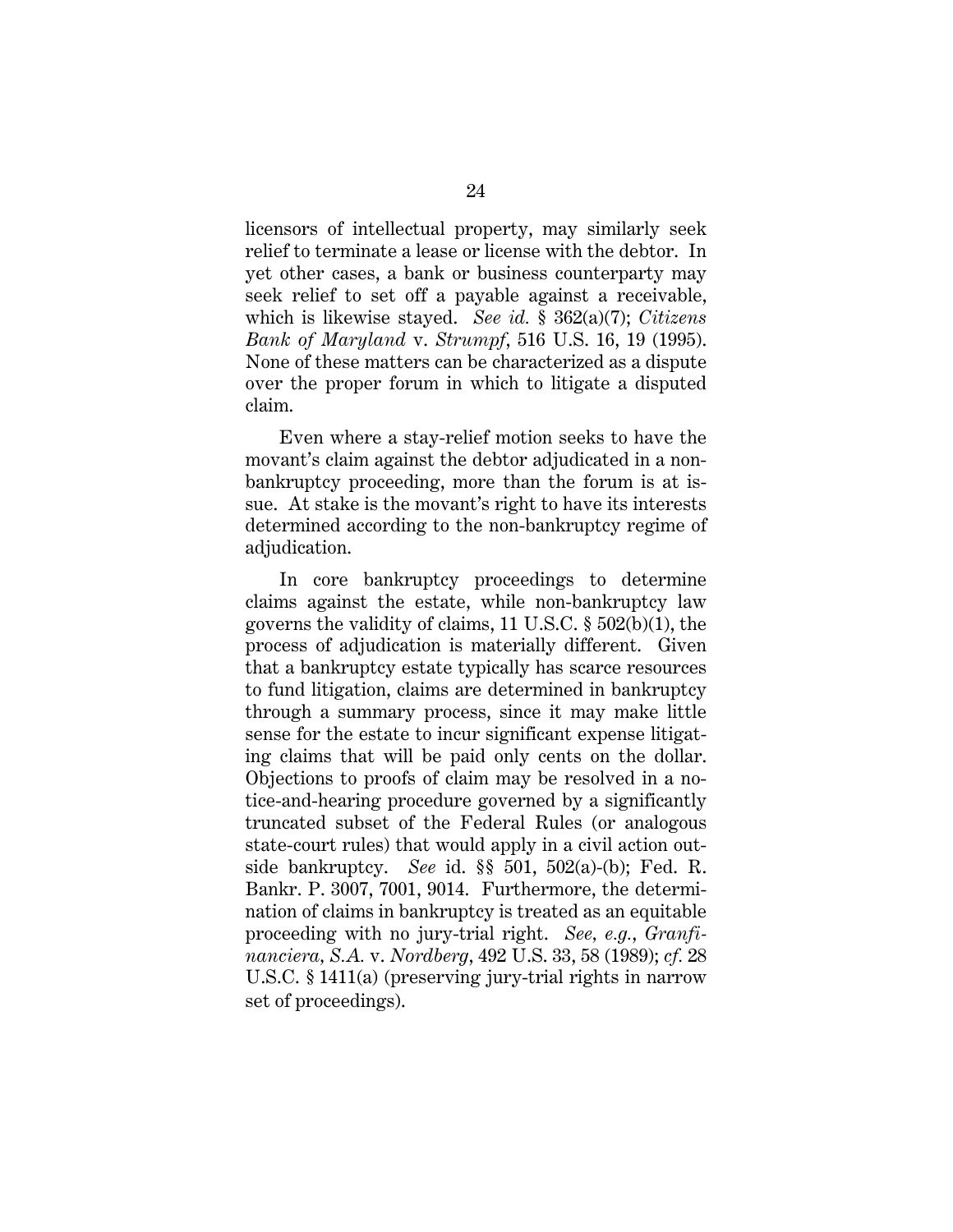licensors of intellectual property, may similarly seek relief to terminate a lease or license with the debtor. In yet other cases, a bank or business counterparty may seek relief to set off a payable against a receivable, which is likewise stayed. *See id.* § 362(a)(7); *Citizens Bank of Maryland* v. *Strumpf*, 516 U.S. 16, 19 (1995). None of these matters can be characterized as a dispute over the proper forum in which to litigate a disputed claim.

Even where a stay-relief motion seeks to have the movant's claim against the debtor adjudicated in a non-bankruptcy proceeding, more than the forum is at issue. At stake is the movant's right to have its interests determined according to the non-bankruptcy regime of adjudication.

In core bankruptcy proceedings to determine claims against the estate, while non-bankruptcy law governs the validity of claims, 11 U.S.C. § 502(b)(1), the process of adjudication is materially different. Given that a bankruptcy estate typically has scarce resources to fund litigation, claims are determined in bankruptcy through a summary process, since it may make little sense for the estate to incur significant expense litigating claims that will be paid only cents on the dollar. Objections to proofs of claim may be resolved in a notice-and-hearing procedure governed by a significantly truncated subset of the Federal Rules (or analogous state-court rules) that would apply in a civil action outside bankruptcy. *See* id. §§ 501, 502(a)-(b); Fed. R. Bankr. P. 3007, 7001, 9014. Furthermore, the determination of claims in bankruptcy is treated as an equitable proceeding with no jury-trial right. *See, e.g.*, *Granfinanciera, S.A.* v. *Nordberg*, 492 U.S. 33, 58 (1989); *cf.* 28 U.S.C. § 1411(a) (preserving jury-trial rights in narrow set of proceedings).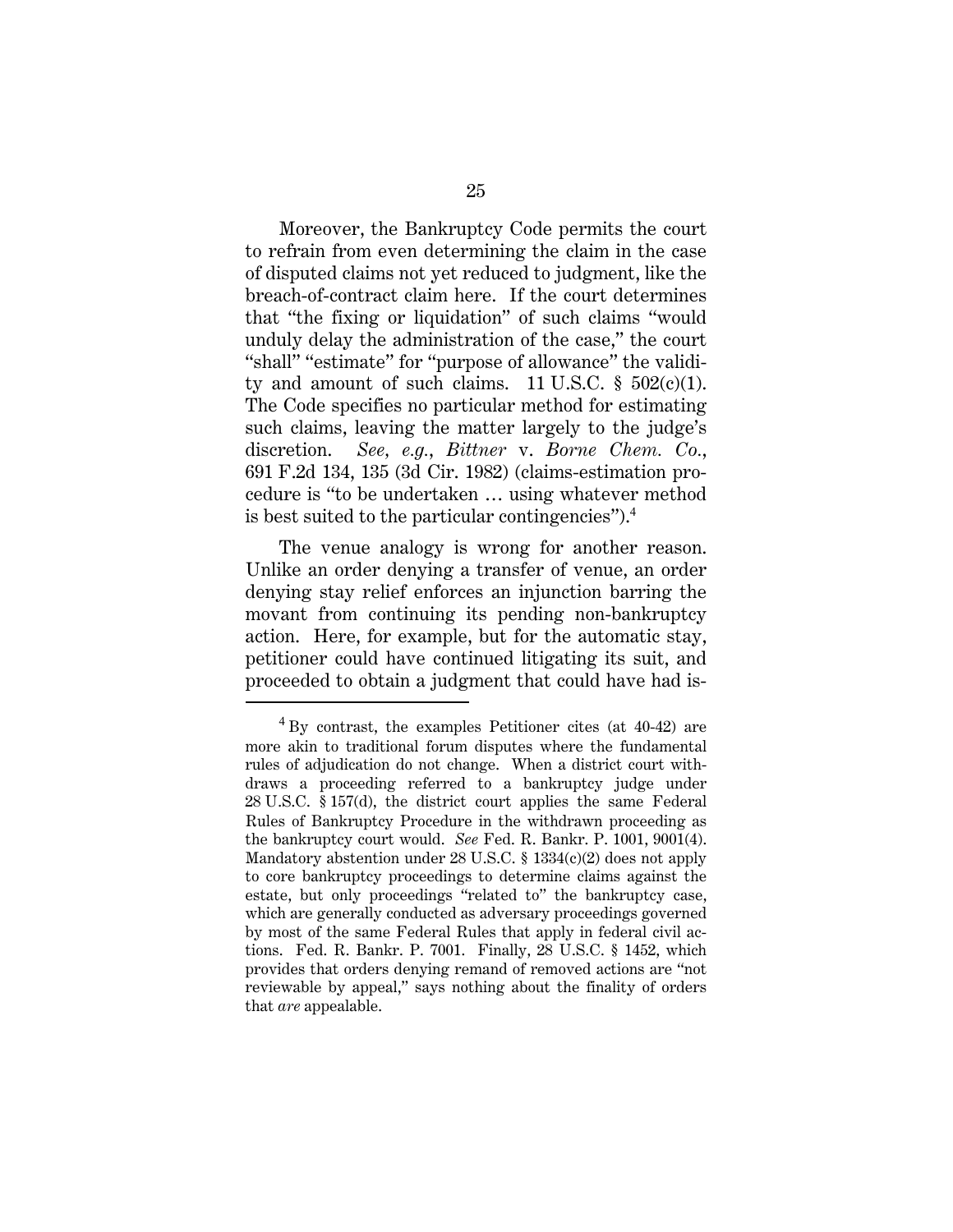Moreover, the Bankruptcy Code permits the court to refrain from even determining the claim in the case of disputed claims not yet reduced to judgment, like the breach-of-contract claim here. If the court determines that "the fixing or liquidation" of such claims "would unduly delay the administration of the case," the court "shall" "estimate" for "purpose of allowance" the validity and amount of such claims. 11 U.S.C. § 502(c)(1). The Code specifies no particular method for estimating such claims, leaving the matter largely to the judge's discretion. *See, e.g.*, *Bittner* v. *Borne Chem. Co.*, 691 F.2d 134, 135 (3d Cir. 1982) (claims-estimation procedure is "to be undertaken … using whatever method is best suited to the particular contingencies").[4]

The venue analogy is wrong for another reason. Unlike an order denying a transfer of venue, an order denying stay relief enforces an injunction barring the movant from continuing its pending non-bankruptcy action. Here, for example, but for the automatic stay, petitioner could have continued litigating its suit, and proceeded to obtain a judgment that could have had is-

---

[4] By contrast, the examples Petitioner cites (at 40-42) are more akin to traditional forum disputes where the fundamental rules of adjudication do not change. When a district court withdraws a proceeding referred to a bankruptcy judge under 28 U.S.C. § 157(d), the district court applies the same Federal Rules of Bankruptcy Procedure in the withdrawn proceeding as the bankruptcy court would. *See* Fed. R. Bankr. P. 1001, 9001(4). Mandatory abstention under 28 U.S.C. § 1334(c)(2) does not apply to core bankruptcy proceedings to determine claims against the estate, but only proceedings "related to" the bankruptcy case, which are generally conducted as adversary proceedings governed by most of the same Federal Rules that apply in federal civil actions. Fed. R. Bankr. P. 7001. Finally, 28 U.S.C. § 1452, which provides that orders denying remand of removed actions are "not reviewable by appeal," says nothing about the finality of orders that *are* appealable.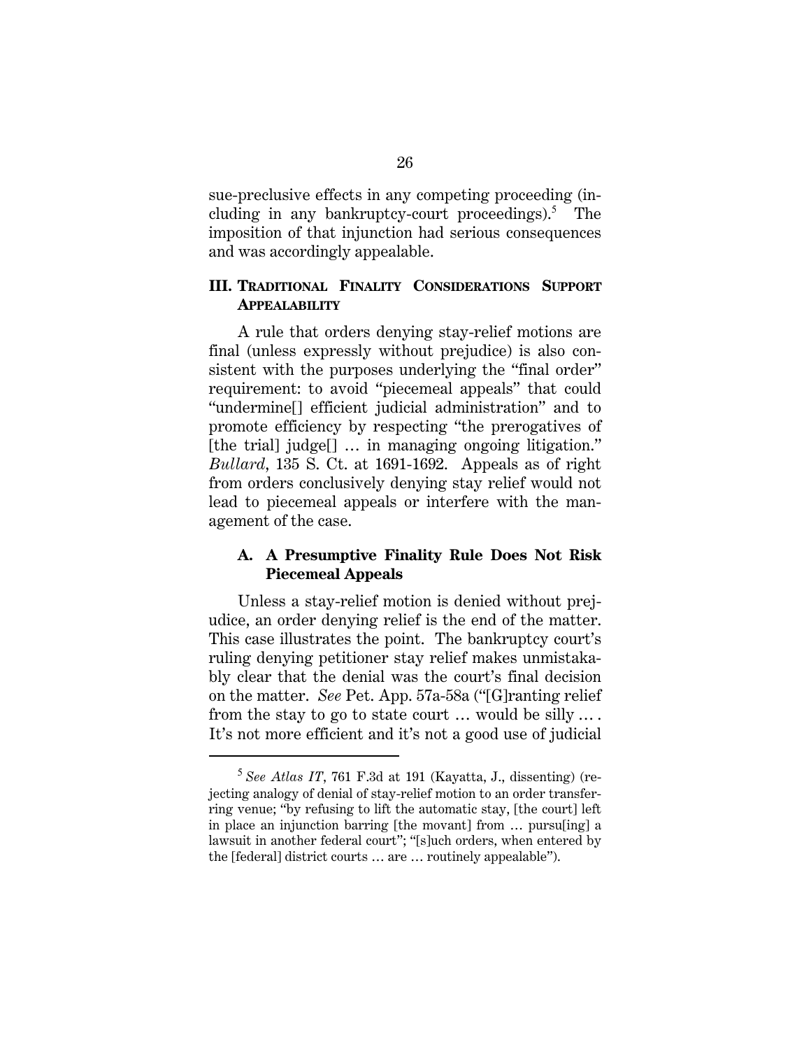sue-preclusive effects in any competing proceeding (including in any bankruptcy-court proceedings).[5] The imposition of that injunction had serious consequences and was accordingly appealable.

## III. Traditional Finality Considerations Support Appealability

A rule that orders denying stay-relief motions are final (unless expressly without prejudice) is also consistent with the purposes underlying the "final order" requirement: to avoid "piecemeal appeals" that could "undermine[] efficient judicial administration" and to promote efficiency by respecting "the prerogatives of [the trial] judge[] … in managing ongoing litigation." *Bullard*, 135 S. Ct. at 1691-1692. Appeals as of right from orders conclusively denying stay relief would not lead to piecemeal appeals or interfere with the management of the case.

### A. A Presumptive Finality Rule Does Not Risk Piecemeal Appeals

Unless a stay-relief motion is denied without prejudice, an order denying relief is the end of the matter. This case illustrates the point. The bankruptcy court's ruling denying petitioner stay relief makes unmistakably clear that the denial was the court's final decision on the matter. *See* Pet. App. 57a-58a ("[G]ranting relief from the stay to go to state court … would be silly … . It's not more efficient and it's not a good use of judicial

---

[5] *See Atlas IT*, 761 F.3d at 191 (Kayatta, J., dissenting) (rejecting analogy of denial of stay-relief motion to an order transferring venue; "by refusing to lift the automatic stay, [the court] left in place an injunction barring [the movant] from … pursu[ing] a lawsuit in another federal court"; "[s]uch orders, when entered by the [federal] district courts … are … routinely appealable").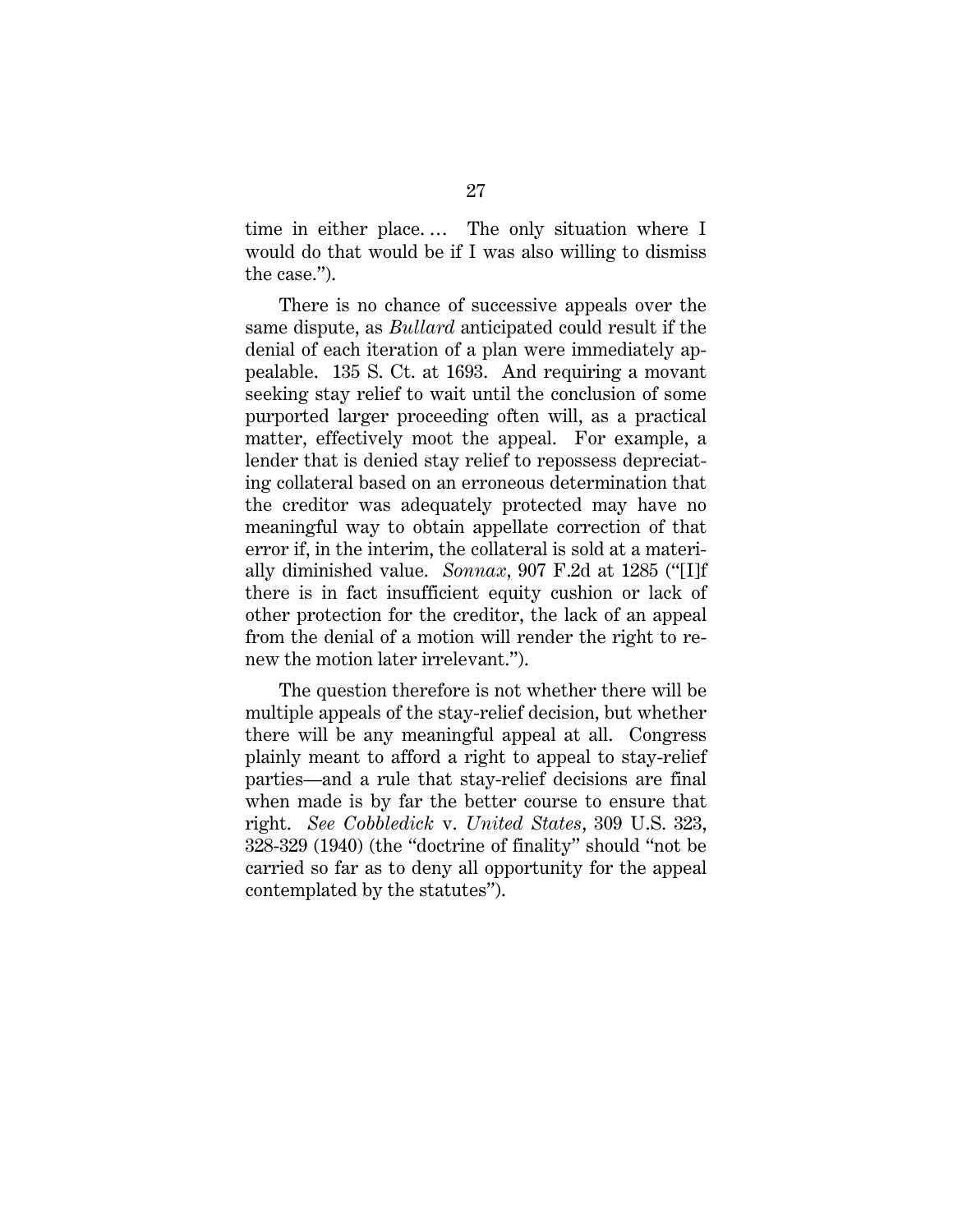time in either place. … The only situation where I would do that would be if I was also willing to dismiss the case.").

There is no chance of successive appeals over the same dispute, as *Bullard* anticipated could result if the denial of each iteration of a plan were immediately appealable. 135 S. Ct. at 1693. And requiring a movant seeking stay relief to wait until the conclusion of some purported larger proceeding often will, as a practical matter, effectively moot the appeal. For example, a lender that is denied stay relief to repossess depreciating collateral based on an erroneous determination that the creditor was adequately protected may have no meaningful way to obtain appellate correction of that error if, in the interim, the collateral is sold at a materially diminished value. *Sonnax*, 907 F.2d at 1285 ("[I]f there is in fact insufficient equity cushion or lack of other protection for the creditor, the lack of an appeal from the denial of a motion will render the right to renew the motion later irrelevant.").

The question therefore is not whether there will be multiple appeals of the stay-relief decision, but whether there will be any meaningful appeal at all. Congress plainly meant to afford a right to appeal to stay-relief parties—and a rule that stay-relief decisions are final when made is by far the better course to ensure that right. *See Cobbledick* v. *United States*, 309 U.S. 323, 328-329 (1940) (the "doctrine of finality" should "not be carried so far as to deny all opportunity for the appeal contemplated by the statutes").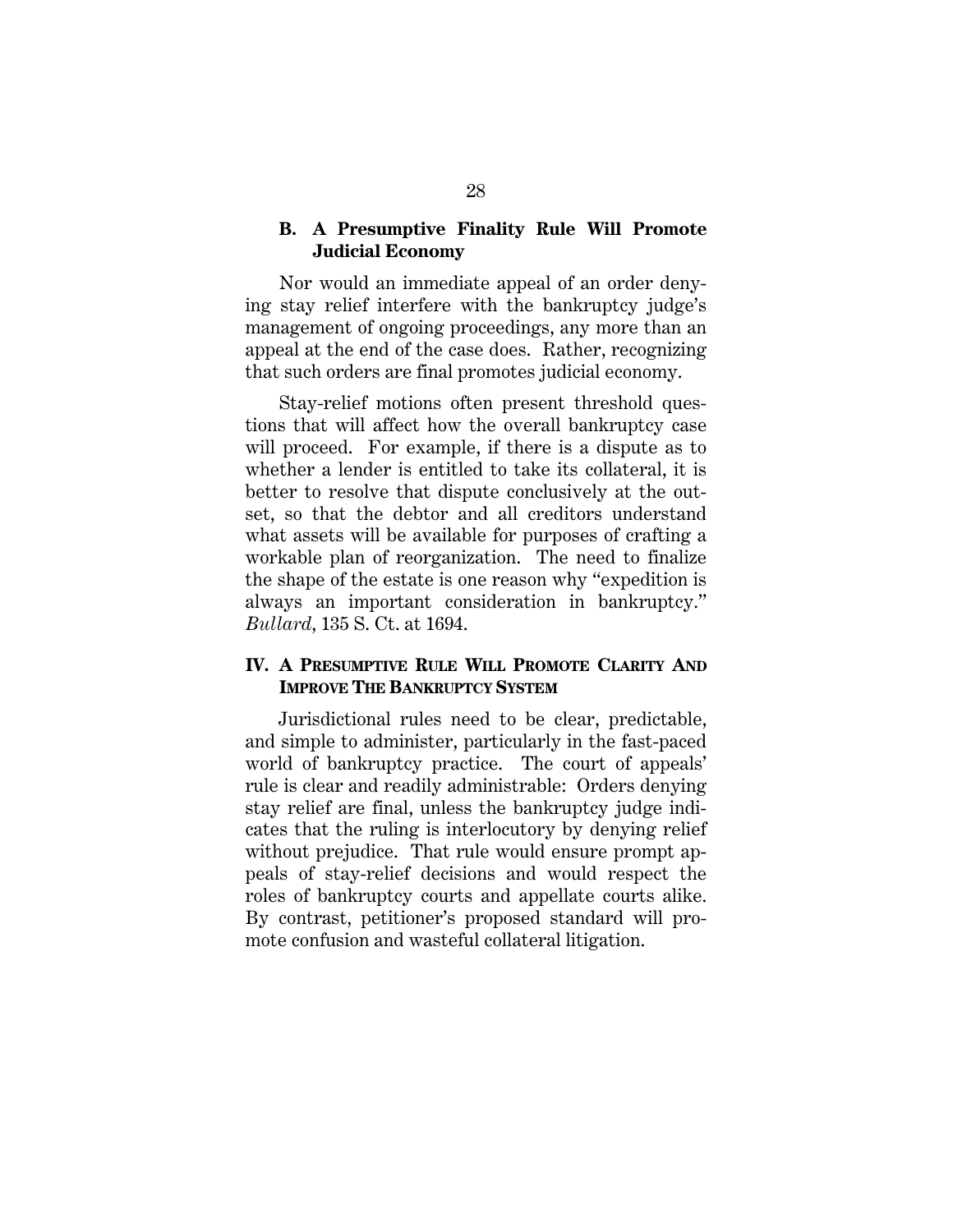### B. A Presumptive Finality Rule Will Promote Judicial Economy

Nor would an immediate appeal of an order denying stay relief interfere with the bankruptcy judge's management of ongoing proceedings, any more than an appeal at the end of the case does. Rather, recognizing that such orders are final promotes judicial economy.

Stay-relief motions often present threshold questions that will affect how the overall bankruptcy case will proceed. For example, if there is a dispute as to whether a lender is entitled to take its collateral, it is better to resolve that dispute conclusively at the outset, so that the debtor and all creditors understand what assets will be available for purposes of crafting a workable plan of reorganization. The need to finalize the shape of the estate is one reason why "expedition is always an important consideration in bankruptcy." *Bullard*, 135 S. Ct. at 1694.

## IV. A PRESUMPTIVE RULE WILL PROMOTE CLARITY AND IMPROVE THE BANKRUPTCY SYSTEM

Jurisdictional rules need to be clear, predictable, and simple to administer, particularly in the fast-paced world of bankruptcy practice. The court of appeals' rule is clear and readily administrable: Orders denying stay relief are final, unless the bankruptcy judge indicates that the ruling is interlocutory by denying relief without prejudice. That rule would ensure prompt appeals of stay-relief decisions and would respect the roles of bankruptcy courts and appellate courts alike. By contrast, petitioner's proposed standard will promote confusion and wasteful collateral litigation.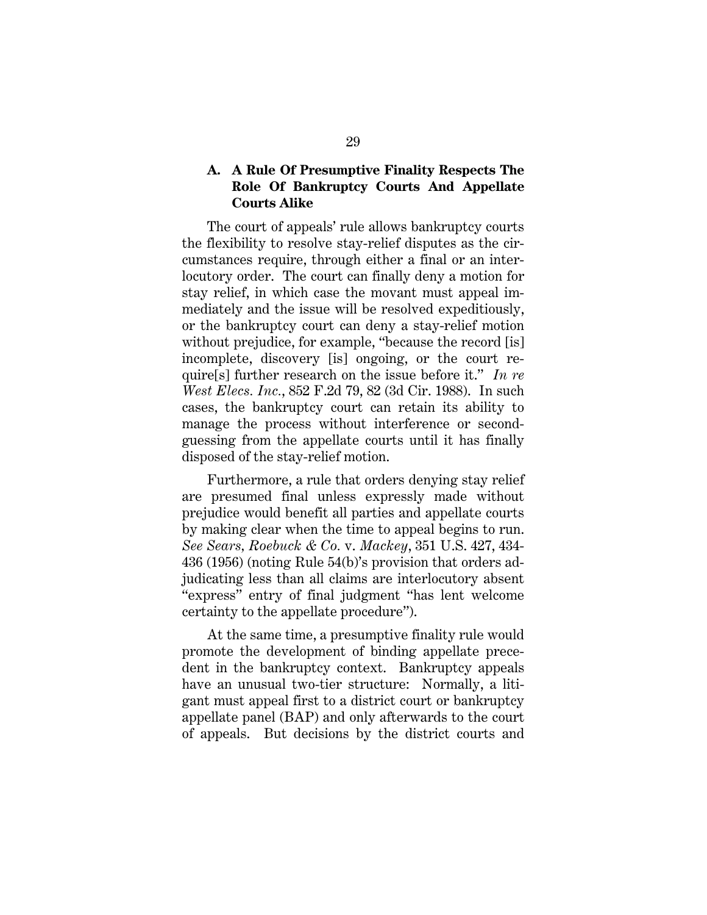### A. A Rule Of Presumptive Finality Respects The Role Of Bankruptcy Courts And Appellate Courts Alike

The court of appeals' rule allows bankruptcy courts the flexibility to resolve stay-relief disputes as the circumstances require, through either a final or an interlocutory order. The court can finally deny a motion for stay relief, in which case the movant must appeal immediately and the issue will be resolved expeditiously, or the bankruptcy court can deny a stay-relief motion without prejudice, for example, "because the record [is] incomplete, discovery [is] ongoing, or the court require[s] further research on the issue before it." *In re West Elecs. Inc.*, 852 F.2d 79, 82 (3d Cir. 1988). In such cases, the bankruptcy court can retain its ability to manage the process without interference or second-guessing from the appellate courts until it has finally disposed of the stay-relief motion.

Furthermore, a rule that orders denying stay relief are presumed final unless expressly made without prejudice would benefit all parties and appellate courts by making clear when the time to appeal begins to run. *See Sears, Roebuck & Co.* v. *Mackey*, 351 U.S. 427, 434-436 (1956) (noting Rule 54(b)'s provision that orders adjudicating less than all claims are interlocutory absent "express" entry of final judgment "has lent welcome certainty to the appellate procedure").

At the same time, a presumptive finality rule would promote the development of binding appellate precedent in the bankruptcy context. Bankruptcy appeals have an unusual two-tier structure: Normally, a litigant must appeal first to a district court or bankruptcy appellate panel (BAP) and only afterwards to the court of appeals. But decisions by the district courts and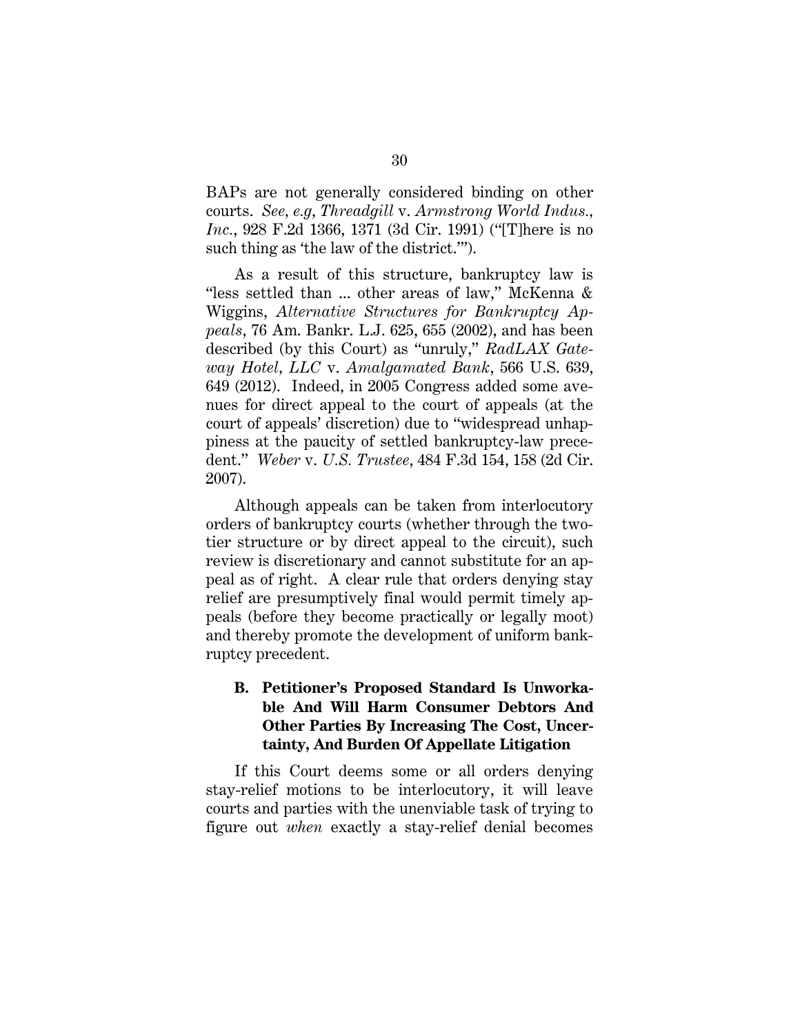BAPs are not generally considered binding on other courts. *See, e.g*, *Threadgill* v. *Armstrong World Indus., Inc.*, 928 F.2d 1366, 1371 (3d Cir. 1991) ("[T]here is no such thing as 'the law of the district.'").

As a result of this structure, bankruptcy law is "less settled than ... other areas of law," McKenna & Wiggins, *Alternative Structures for Bankruptcy Appeals*, 76 Am. Bankr. L.J. 625, 655 (2002), and has been described (by this Court) as "unruly," *RadLAX Gateway Hotel, LLC* v. *Amalgamated Bank*, 566 U.S. 639, 649 (2012). Indeed, in 2005 Congress added some avenues for direct appeal to the court of appeals (at the court of appeals' discretion) due to "widespread unhappiness at the paucity of settled bankruptcy-law precedent." *Weber* v. *U.S. Trustee*, 484 F.3d 154, 158 (2d Cir. 2007).

Although appeals can be taken from interlocutory orders of bankruptcy courts (whether through the two-tier structure or by direct appeal to the circuit), such review is discretionary and cannot substitute for an appeal as of right. A clear rule that orders denying stay relief are presumptively final would permit timely appeals (before they become practically or legally moot) and thereby promote the development of uniform bankruptcy precedent.

### B. Petitioner's Proposed Standard Is Unworkable And Will Harm Consumer Debtors And Other Parties By Increasing The Cost, Uncertainty, And Burden Of Appellate Litigation

If this Court deems some or all orders denying stay-relief motions to be interlocutory, it will leave courts and parties with the unenviable task of trying to figure out *when* exactly a stay-relief denial becomes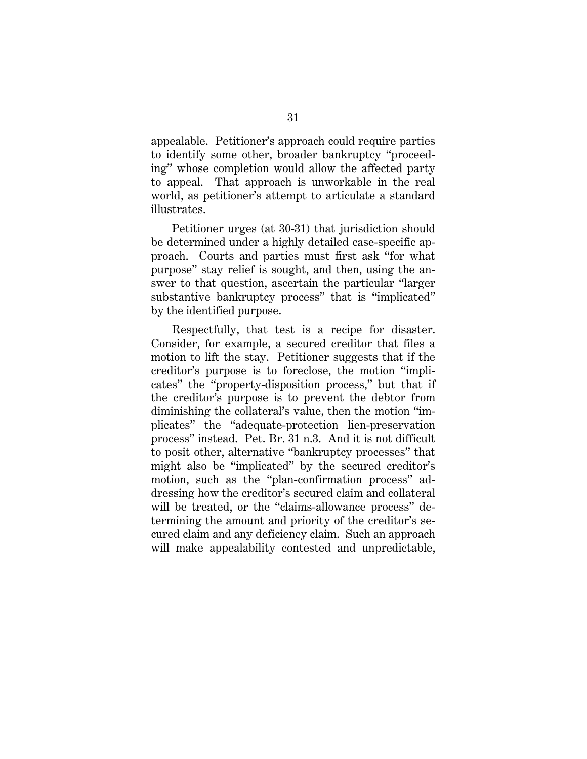appealable. Petitioner's approach could require parties to identify some other, broader bankruptcy "proceeding" whose completion would allow the affected party to appeal. That approach is unworkable in the real world, as petitioner's attempt to articulate a standard illustrates.

Petitioner urges (at 30-31) that jurisdiction should be determined under a highly detailed case-specific approach. Courts and parties must first ask "for what purpose" stay relief is sought, and then, using the answer to that question, ascertain the particular "larger substantive bankruptcy process" that is "implicated" by the identified purpose.

Respectfully, that test is a recipe for disaster. Consider, for example, a secured creditor that files a motion to lift the stay. Petitioner suggests that if the creditor's purpose is to foreclose, the motion "implicates" the "property-disposition process," but that if the creditor's purpose is to prevent the debtor from diminishing the collateral's value, then the motion "implicates" the "adequate-protection lien-preservation process" instead. Pet. Br. 31 n.3. And it is not difficult to posit other, alternative "bankruptcy processes" that might also be "implicated" by the secured creditor's motion, such as the "plan-confirmation process" addressing how the creditor's secured claim and collateral will be treated, or the "claims-allowance process" determining the amount and priority of the creditor's secured claim and any deficiency claim. Such an approach will make appealability contested and unpredictable,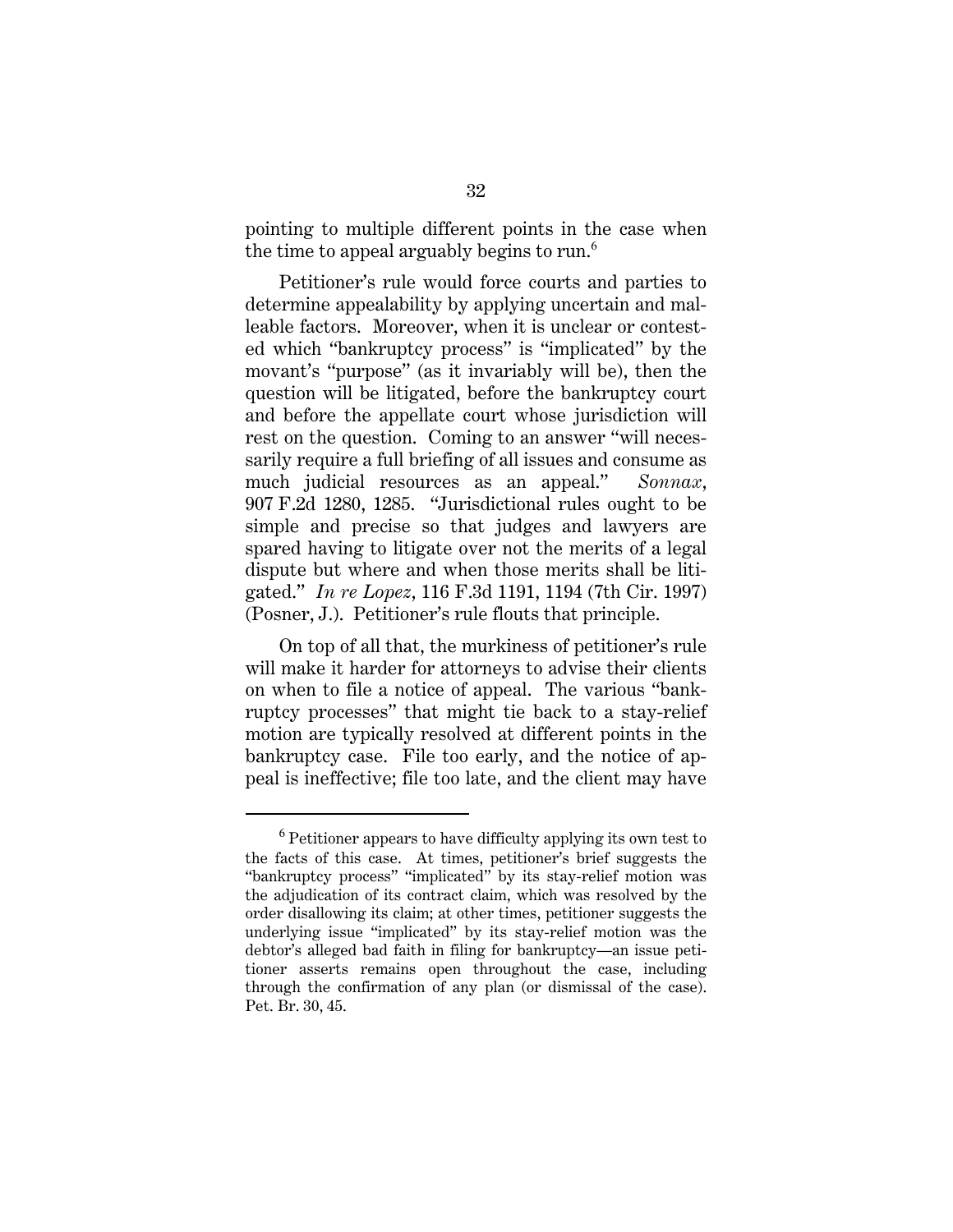pointing to multiple different points in the case when the time to appeal arguably begins to run.[6]

Petitioner's rule would force courts and parties to determine appealability by applying uncertain and malleable factors. Moreover, when it is unclear or contested which "bankruptcy process" is "implicated" by the movant's "purpose" (as it invariably will be), then the question will be litigated, before the bankruptcy court and before the appellate court whose jurisdiction will rest on the question. Coming to an answer "will necessarily require a full briefing of all issues and consume as much judicial resources as an appeal." *Sonnax*, 907 F.2d 1280, 1285. "Jurisdictional rules ought to be simple and precise so that judges and lawyers are spared having to litigate over not the merits of a legal dispute but where and when those merits shall be litigated." *In re Lopez*, 116 F.3d 1191, 1194 (7th Cir. 1997) (Posner, J.). Petitioner's rule flouts that principle.

On top of all that, the murkiness of petitioner's rule will make it harder for attorneys to advise their clients on when to file a notice of appeal. The various "bankruptcy processes" that might tie back to a stay-relief motion are typically resolved at different points in the bankruptcy case. File too early, and the notice of appeal is ineffective; file too late, and the client may have

---

[6] Petitioner appears to have difficulty applying its own test to the facts of this case. At times, petitioner's brief suggests the "bankruptcy process" "implicated" by its stay-relief motion was the adjudication of its contract claim, which was resolved by the order disallowing its claim; at other times, petitioner suggests the underlying issue "implicated" by its stay-relief motion was the debtor's alleged bad faith in filing for bankruptcy—an issue petitioner asserts remains open throughout the case, including through the confirmation of any plan (or dismissal of the case). Pet. Br. 30, 45.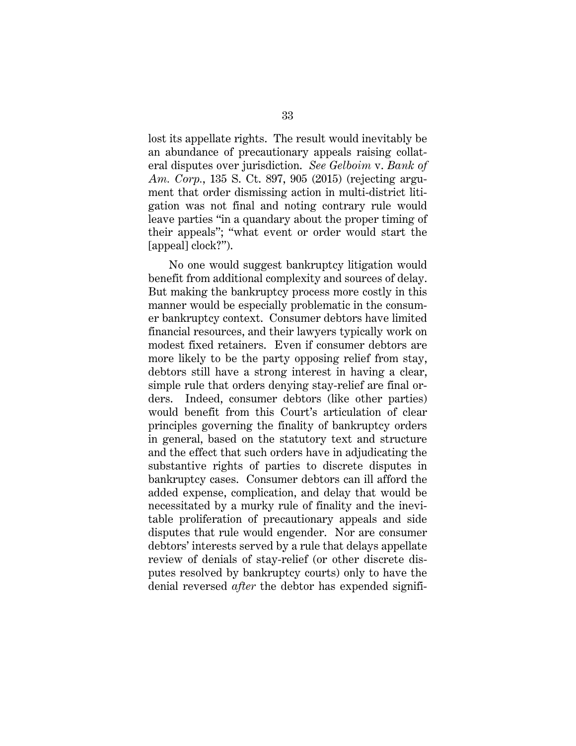lost its appellate rights. The result would inevitably be an abundance of precautionary appeals raising collateral disputes over jurisdiction. *See Gelboim* v. *Bank of Am. Corp.*, 135 S. Ct. 897, 905 (2015) (rejecting argument that order dismissing action in multi-district litigation was not final and noting contrary rule would leave parties "in a quandary about the proper timing of their appeals"; "what event or order would start the [appeal] clock?").

No one would suggest bankruptcy litigation would benefit from additional complexity and sources of delay. But making the bankruptcy process more costly in this manner would be especially problematic in the consumer bankruptcy context. Consumer debtors have limited financial resources, and their lawyers typically work on modest fixed retainers. Even if consumer debtors are more likely to be the party opposing relief from stay, debtors still have a strong interest in having a clear, simple rule that orders denying stay-relief are final orders. Indeed, consumer debtors (like other parties) would benefit from this Court's articulation of clear principles governing the finality of bankruptcy orders in general, based on the statutory text and structure and the effect that such orders have in adjudicating the substantive rights of parties to discrete disputes in bankruptcy cases. Consumer debtors can ill afford the added expense, complication, and delay that would be necessitated by a murky rule of finality and the inevitable proliferation of precautionary appeals and side disputes that rule would engender. Nor are consumer debtors' interests served by a rule that delays appellate review of denials of stay-relief (or other discrete disputes resolved by bankruptcy courts) only to have the denial reversed *after* the debtor has expended signifi-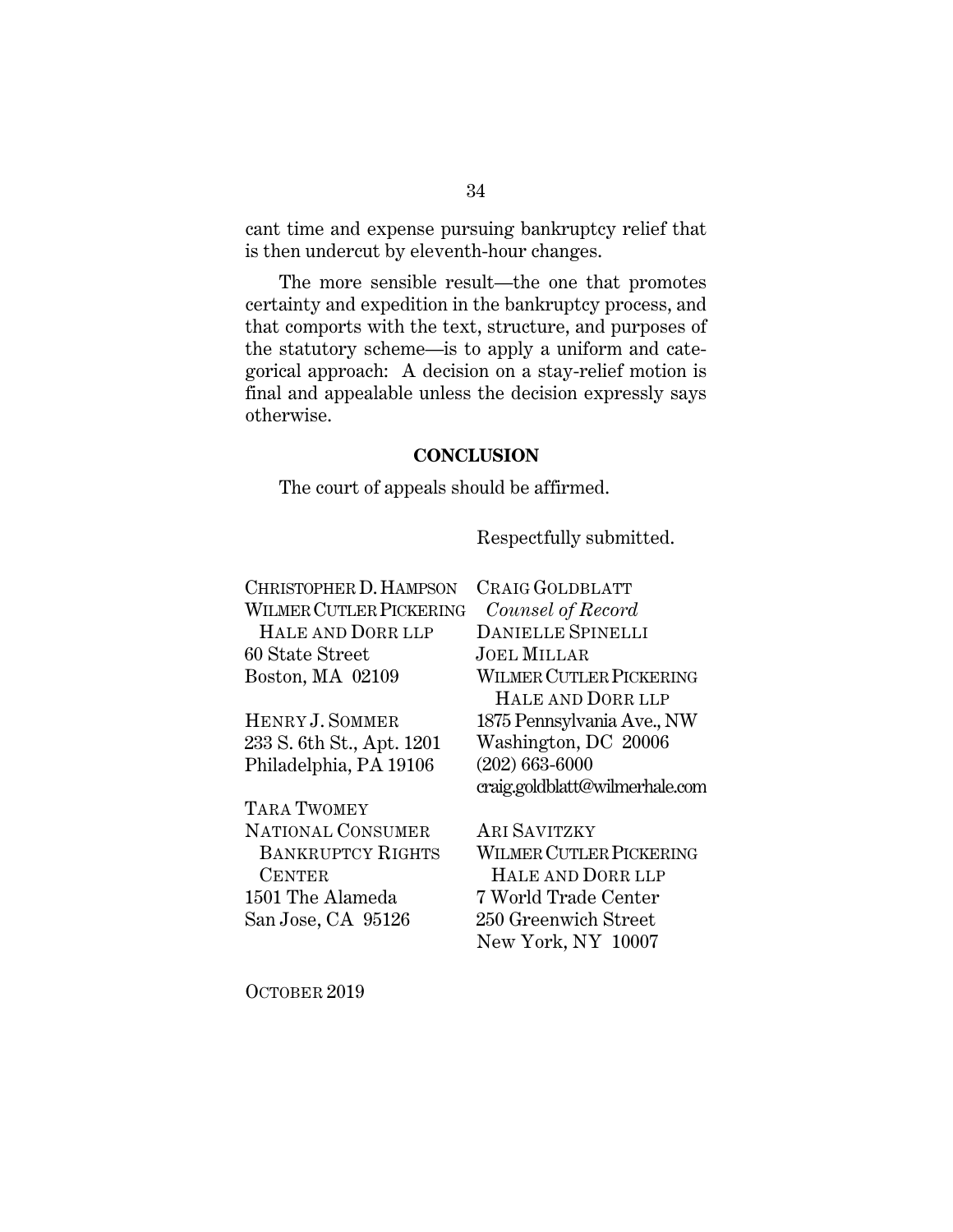cant time and expense pursuing bankruptcy relief that is then undercut by eleventh-hour changes.

The more sensible result—the one that promotes certainty and expedition in the bankruptcy process, and that comports with the text, structure, and purposes of the statutory scheme—is to apply a uniform and categorical approach: A decision on a stay-relief motion is final and appealable unless the decision expressly says otherwise.

## CONCLUSION

The court of appeals should be affirmed.

Respectfully submitted.

CHRISTOPHER D. HAMPSON
WILMER CUTLER PICKERING
HALE AND DORR LLP
60 State Street
Boston, MA 02109

HENRY J. SOMMER
233 S. 6th St., Apt. 1201
Philadelphia, PA 19106

TARA TWOMEY
NATIONAL CONSUMER
BANKRUPTCY RIGHTS
CENTER
1501 The Alameda
San Jose, CA 95126

CRAIG GOLDBLATT
*Counsel of Record*
DANIELLE SPINELLI
JOEL MILLAR
WILMER CUTLER PICKERING
HALE AND DORR LLP
1875 Pennsylvania Ave., NW
Washington, DC 20006
(202) 663-6000
craig.goldblatt@wilmerhale.com

ARI SAVITZKY
WILMER CUTLER PICKERING
HALE AND DORR LLP
7 World Trade Center
250 Greenwich Street
New York, NY 10007

OCTOBER 2019